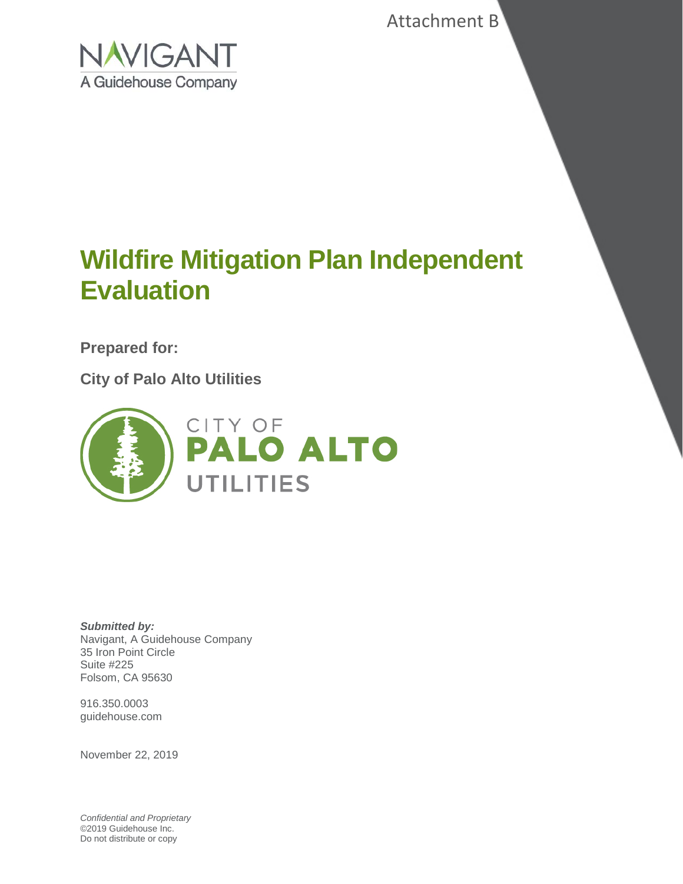Attachment B

NAVIGANT
A Guidehouse Company

# Wildfire Mitigation Plan Independent Evaluation

**Prepared for:**

**City of Palo Alto Utilities**

CITY OF
PALO ALTO
UTILITIES

***Submitted by:***
Navigant, A Guidehouse Company
35 Iron Point Circle
Suite #225
Folsom, CA 95630

916.350.0003
guidehouse.com

November 22, 2019

*Confidential and Proprietary*
©2019 Guidehouse Inc.
Do not distribute or copy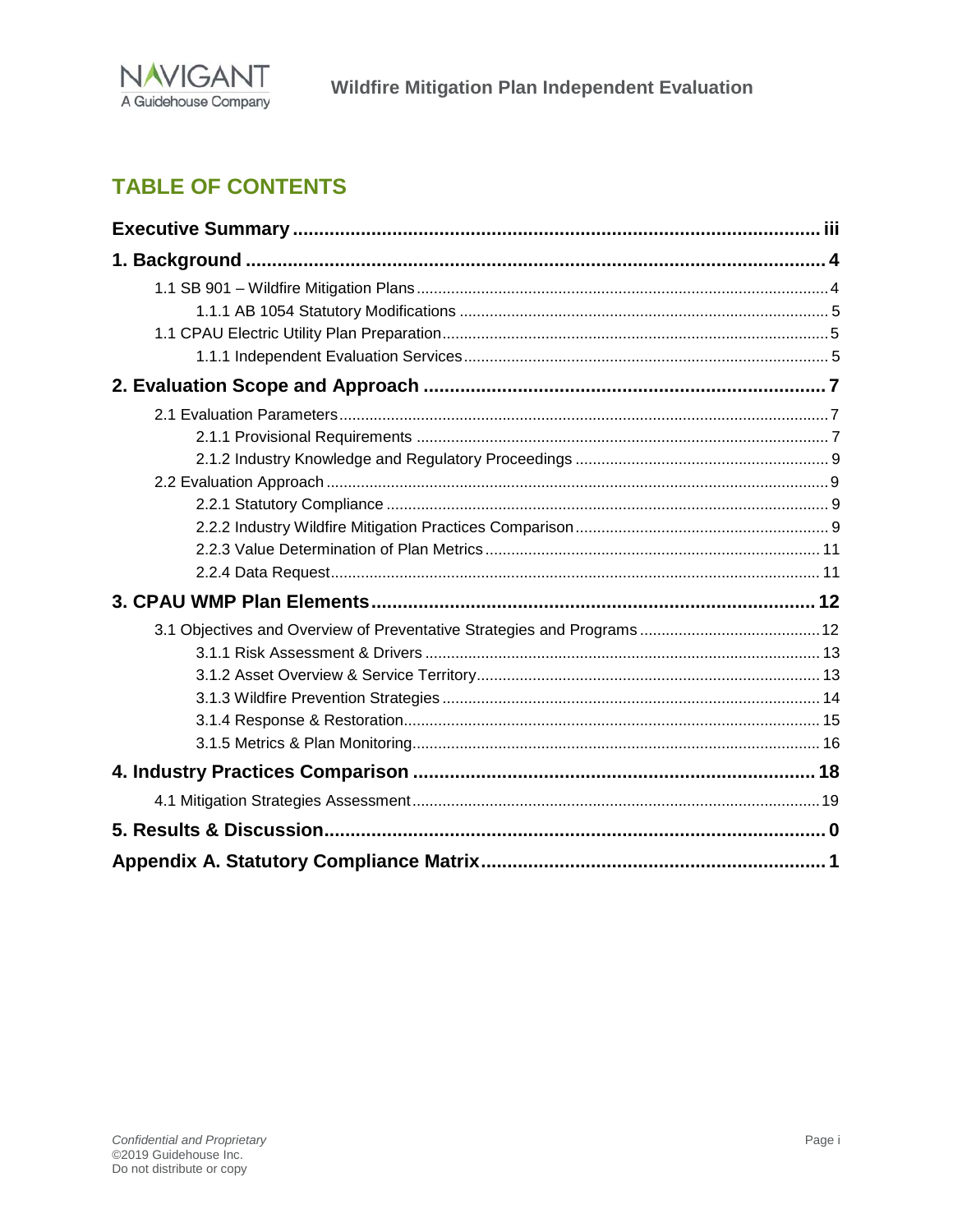# TABLE OF CONTENTS

**Executive Summary** .......... iii

**1. Background** .......... 4

- 1.1 SB 901 – Wildfire Mitigation Plans .......... 4
  - 1.1.1 AB 1054 Statutory Modifications .......... 5
- 1.1 CPAU Electric Utility Plan Preparation .......... 5
  - 1.1.1 Independent Evaluation Services .......... 5

**2. Evaluation Scope and Approach** .......... 7

- 2.1 Evaluation Parameters .......... 7
  - 2.1.1 Provisional Requirements .......... 7
  - 2.1.2 Industry Knowledge and Regulatory Proceedings .......... 9
- 2.2 Evaluation Approach .......... 9
  - 2.2.1 Statutory Compliance .......... 9
  - 2.2.2 Industry Wildfire Mitigation Practices Comparison .......... 9
  - 2.2.3 Value Determination of Plan Metrics .......... 11
  - 2.2.4 Data Request .......... 11

**3. CPAU WMP Plan Elements** .......... 12

- 3.1 Objectives and Overview of Preventative Strategies and Programs .......... 12
  - 3.1.1 Risk Assessment & Drivers .......... 13
  - 3.1.2 Asset Overview & Service Territory .......... 13
  - 3.1.3 Wildfire Prevention Strategies .......... 14
  - 3.1.4 Response & Restoration .......... 15
  - 3.1.5 Metrics & Plan Monitoring .......... 16

**4. Industry Practices Comparison** .......... 18

- 4.1 Mitigation Strategies Assessment .......... 19

**5. Results & Discussion** .......... 0

**Appendix A. Statutory Compliance Matrix** .......... 1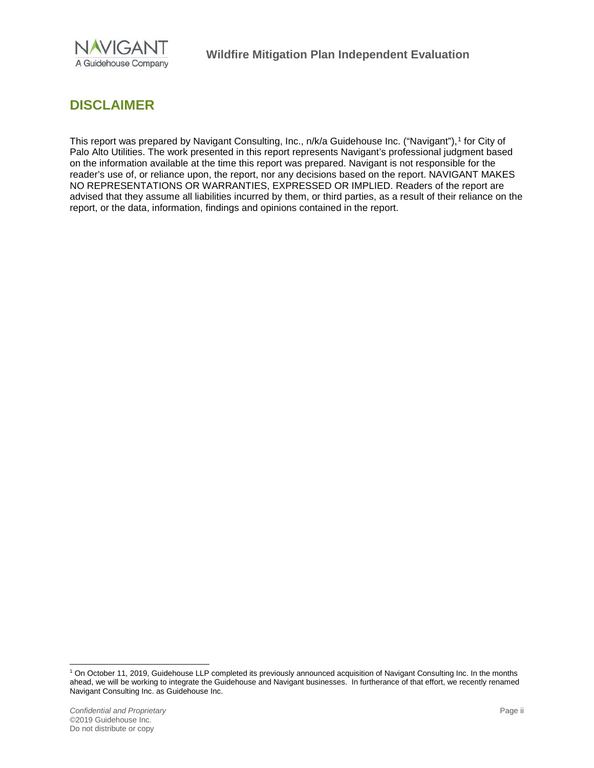# DISCLAIMER

This report was prepared by Navigant Consulting, Inc., n/k/a Guidehouse Inc. ("Navigant"),[1] for City of Palo Alto Utilities. The work presented in this report represents Navigant's professional judgment based on the information available at the time this report was prepared. Navigant is not responsible for the reader's use of, or reliance upon, the report, nor any decisions based on the report. NAVIGANT MAKES NO REPRESENTATIONS OR WARRANTIES, EXPRESSED OR IMPLIED. Readers of the report are advised that they assume all liabilities incurred by them, or third parties, as a result of their reliance on the report, or the data, information, findings and opinions contained in the report.

[1] On October 11, 2019, Guidehouse LLP completed its previously announced acquisition of Navigant Consulting Inc. In the months ahead, we will be working to integrate the Guidehouse and Navigant businesses. In furtherance of that effort, we recently renamed Navigant Consulting Inc. as Guidehouse Inc.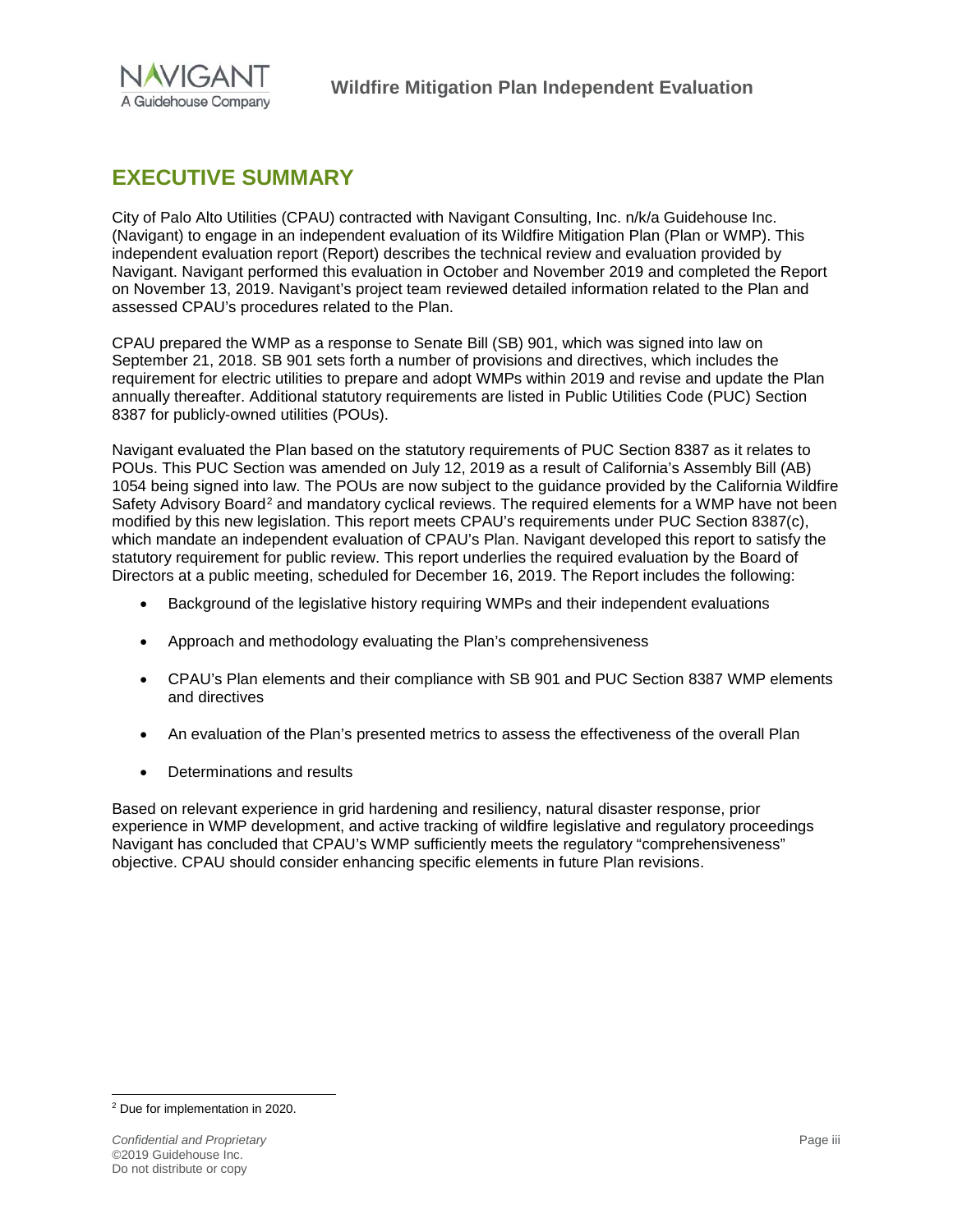# EXECUTIVE SUMMARY

City of Palo Alto Utilities (CPAU) contracted with Navigant Consulting, Inc. n/k/a Guidehouse Inc. (Navigant) to engage in an independent evaluation of its Wildfire Mitigation Plan (Plan or WMP). This independent evaluation report (Report) describes the technical review and evaluation provided by Navigant. Navigant performed this evaluation in October and November 2019 and completed the Report on November 13, 2019. Navigant's project team reviewed detailed information related to the Plan and assessed CPAU's procedures related to the Plan.

CPAU prepared the WMP as a response to Senate Bill (SB) 901, which was signed into law on September 21, 2018. SB 901 sets forth a number of provisions and directives, which includes the requirement for electric utilities to prepare and adopt WMPs within 2019 and revise and update the Plan annually thereafter. Additional statutory requirements are listed in Public Utilities Code (PUC) Section 8387 for publicly-owned utilities (POUs).

Navigant evaluated the Plan based on the statutory requirements of PUC Section 8387 as it relates to POUs. This PUC Section was amended on July 12, 2019 as a result of California's Assembly Bill (AB) 1054 being signed into law. The POUs are now subject to the guidance provided by the California Wildfire Safety Advisory Board[2] and mandatory cyclical reviews. The required elements for a WMP have not been modified by this new legislation. This report meets CPAU's requirements under PUC Section 8387(c), which mandate an independent evaluation of CPAU's Plan. Navigant developed this report to satisfy the statutory requirement for public review. This report underlies the required evaluation by the Board of Directors at a public meeting, scheduled for December 16, 2019. The Report includes the following:

- Background of the legislative history requiring WMPs and their independent evaluations
- Approach and methodology evaluating the Plan's comprehensiveness
- CPAU's Plan elements and their compliance with SB 901 and PUC Section 8387 WMP elements and directives
- An evaluation of the Plan's presented metrics to assess the effectiveness of the overall Plan
- Determinations and results

Based on relevant experience in grid hardening and resiliency, natural disaster response, prior experience in WMP development, and active tracking of wildfire legislative and regulatory proceedings Navigant has concluded that CPAU's WMP sufficiently meets the regulatory "comprehensiveness" objective. CPAU should consider enhancing specific elements in future Plan revisions.

[2] Due for implementation in 2020.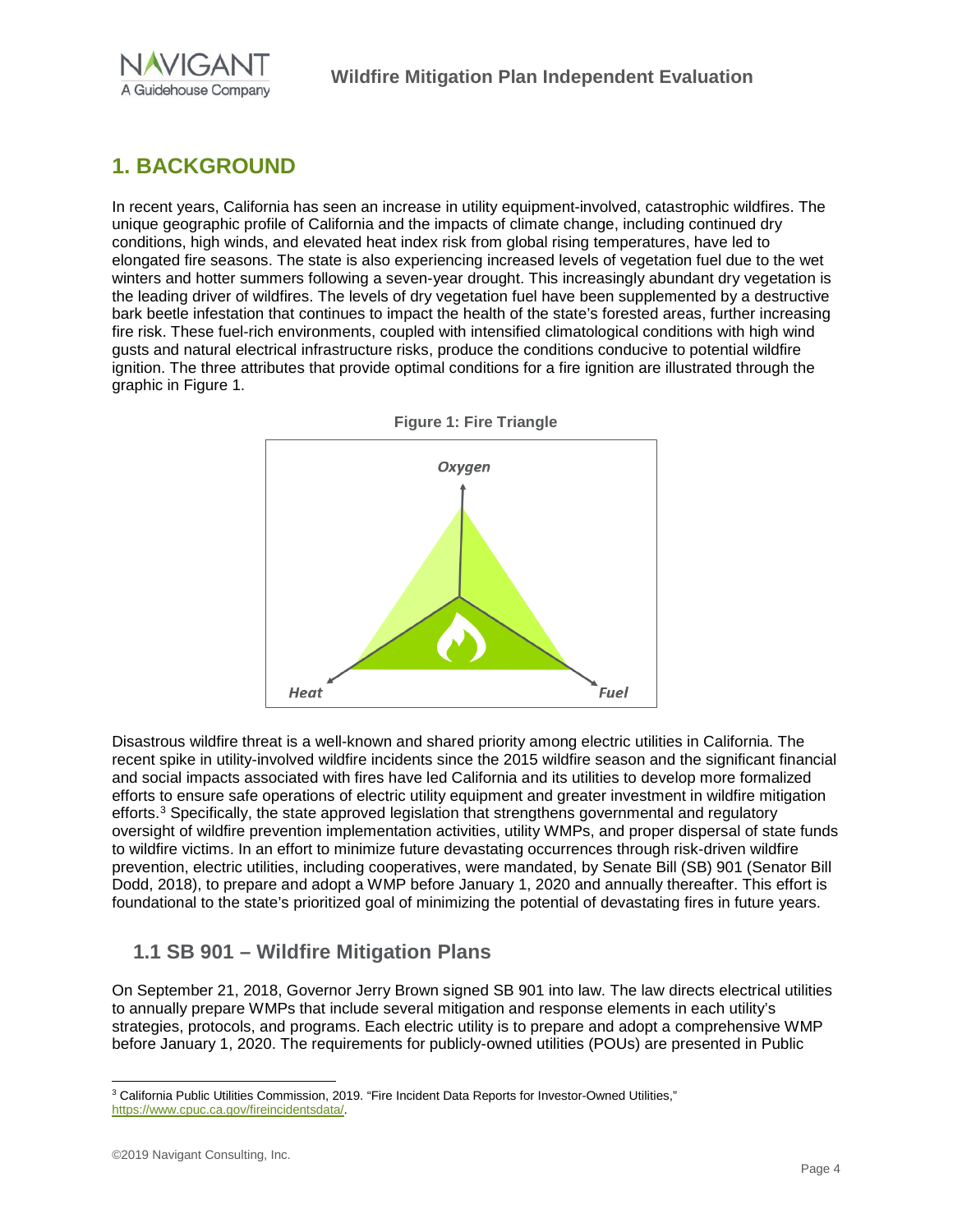# 1. BACKGROUND

In recent years, California has seen an increase in utility equipment-involved, catastrophic wildfires. The unique geographic profile of California and the impacts of climate change, including continued dry conditions, high winds, and elevated heat index risk from global rising temperatures, have led to elongated fire seasons. The state is also experiencing increased levels of vegetation fuel due to the wet winters and hotter summers following a seven-year drought. This increasingly abundant dry vegetation is the leading driver of wildfires. The levels of dry vegetation fuel have been supplemented by a destructive bark beetle infestation that continues to impact the health of the state's forested areas, further increasing fire risk. These fuel-rich environments, coupled with intensified climatological conditions with high wind gusts and natural electrical infrastructure risks, produce the conditions conducive to potential wildfire ignition. The three attributes that provide optimal conditions for a fire ignition are illustrated through the graphic in Figure 1.

**Figure 1: Fire Triangle**

Oxygen

Heat

Fuel

Disastrous wildfire threat is a well-known and shared priority among electric utilities in California. The recent spike in utility-involved wildfire incidents since the 2015 wildfire season and the significant financial and social impacts associated with fires have led California and its utilities to develop more formalized efforts to ensure safe operations of electric utility equipment and greater investment in wildfire mitigation efforts.[3] Specifically, the state approved legislation that strengthens governmental and regulatory oversight of wildfire prevention implementation activities, utility WMPs, and proper dispersal of state funds to wildfire victims. In an effort to minimize future devastating occurrences through risk-driven wildfire prevention, electric utilities, including cooperatives, were mandated, by Senate Bill (SB) 901 (Senator Bill Dodd, 2018), to prepare and adopt a WMP before January 1, 2020 and annually thereafter. This effort is foundational to the state's prioritized goal of minimizing the potential of devastating fires in future years.

## 1.1 SB 901 – Wildfire Mitigation Plans

On September 21, 2018, Governor Jerry Brown signed SB 901 into law. The law directs electrical utilities to annually prepare WMPs that include several mitigation and response elements in each utility's strategies, protocols, and programs. Each electric utility is to prepare and adopt a comprehensive WMP before January 1, 2020. The requirements for publicly-owned utilities (POUs) are presented in Public

[3] California Public Utilities Commission, 2019. "Fire Incident Data Reports for Investor-Owned Utilities," https://www.cpuc.ca.gov/fireincidentsdata/.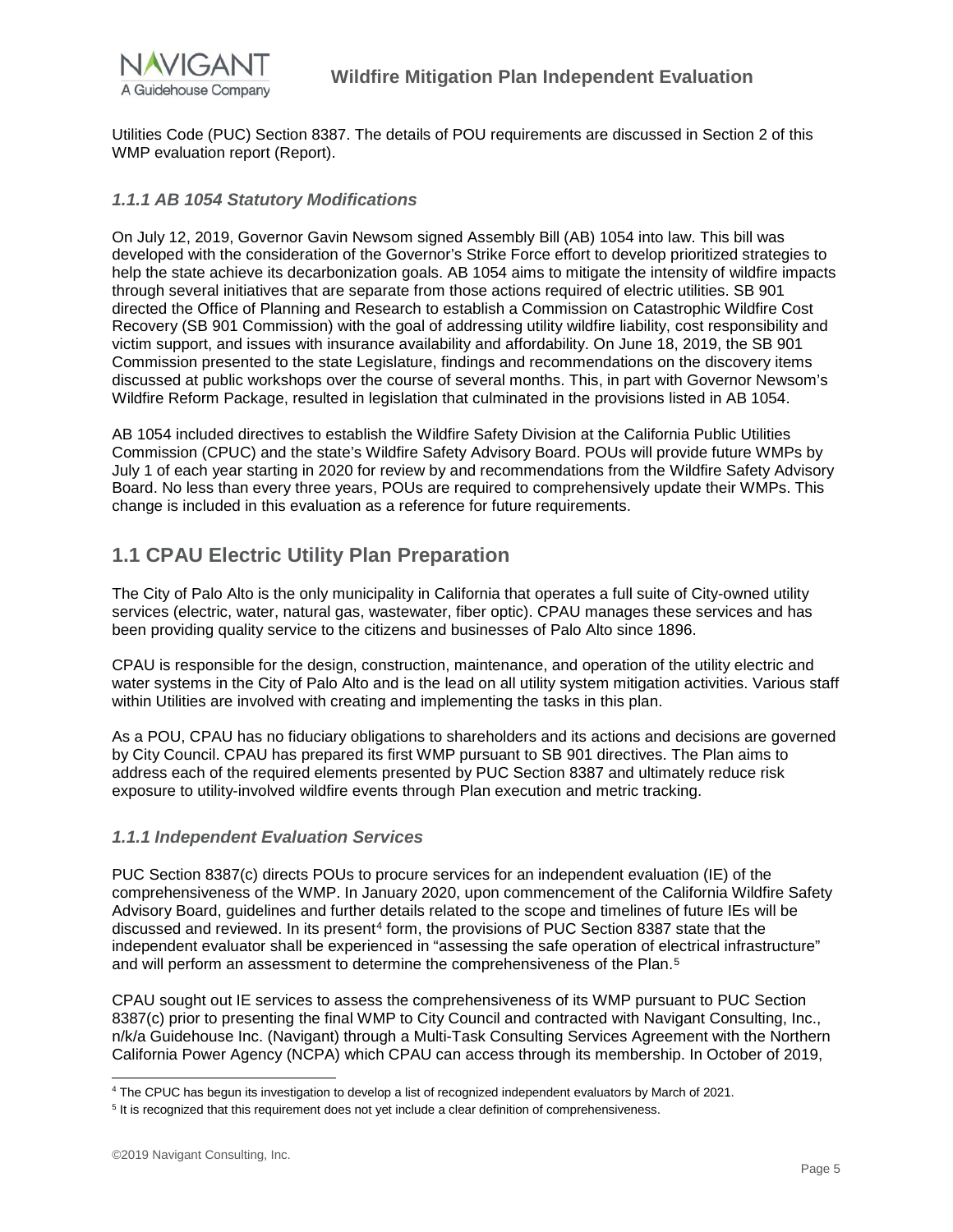Utilities Code (PUC) Section 8387. The details of POU requirements are discussed in Section 2 of this WMP evaluation report (Report).

### *1.1.1 AB 1054 Statutory Modifications*

On July 12, 2019, Governor Gavin Newsom signed Assembly Bill (AB) 1054 into law. This bill was developed with the consideration of the Governor's Strike Force effort to develop prioritized strategies to help the state achieve its decarbonization goals. AB 1054 aims to mitigate the intensity of wildfire impacts through several initiatives that are separate from those actions required of electric utilities. SB 901 directed the Office of Planning and Research to establish a Commission on Catastrophic Wildfire Cost Recovery (SB 901 Commission) with the goal of addressing utility wildfire liability, cost responsibility and victim support, and issues with insurance availability and affordability. On June 18, 2019, the SB 901 Commission presented to the state Legislature, findings and recommendations on the discovery items discussed at public workshops over the course of several months. This, in part with Governor Newsom's Wildfire Reform Package, resulted in legislation that culminated in the provisions listed in AB 1054.

AB 1054 included directives to establish the Wildfire Safety Division at the California Public Utilities Commission (CPUC) and the state's Wildfire Safety Advisory Board. POUs will provide future WMPs by July 1 of each year starting in 2020 for review by and recommendations from the Wildfire Safety Advisory Board. No less than every three years, POUs are required to comprehensively update their WMPs. This change is included in this evaluation as a reference for future requirements.

## 1.1 CPAU Electric Utility Plan Preparation

The City of Palo Alto is the only municipality in California that operates a full suite of City-owned utility services (electric, water, natural gas, wastewater, fiber optic). CPAU manages these services and has been providing quality service to the citizens and businesses of Palo Alto since 1896.

CPAU is responsible for the design, construction, maintenance, and operation of the utility electric and water systems in the City of Palo Alto and is the lead on all utility system mitigation activities. Various staff within Utilities are involved with creating and implementing the tasks in this plan.

As a POU, CPAU has no fiduciary obligations to shareholders and its actions and decisions are governed by City Council. CPAU has prepared its first WMP pursuant to SB 901 directives. The Plan aims to address each of the required elements presented by PUC Section 8387 and ultimately reduce risk exposure to utility-involved wildfire events through Plan execution and metric tracking.

### *1.1.1 Independent Evaluation Services*

PUC Section 8387(c) directs POUs to procure services for an independent evaluation (IE) of the comprehensiveness of the WMP. In January 2020, upon commencement of the California Wildfire Safety Advisory Board, guidelines and further details related to the scope and timelines of future IEs will be discussed and reviewed. In its present[4] form, the provisions of PUC Section 8387 state that the independent evaluator shall be experienced in "assessing the safe operation of electrical infrastructure" and will perform an assessment to determine the comprehensiveness of the Plan.[5]

CPAU sought out IE services to assess the comprehensiveness of its WMP pursuant to PUC Section 8387(c) prior to presenting the final WMP to City Council and contracted with Navigant Consulting, Inc., n/k/a Guidehouse Inc. (Navigant) through a Multi-Task Consulting Services Agreement with the Northern California Power Agency (NCPA) which CPAU can access through its membership. In October of 2019,

[4] The CPUC has begun its investigation to develop a list of recognized independent evaluators by March of 2021.

[5] It is recognized that this requirement does not yet include a clear definition of comprehensiveness.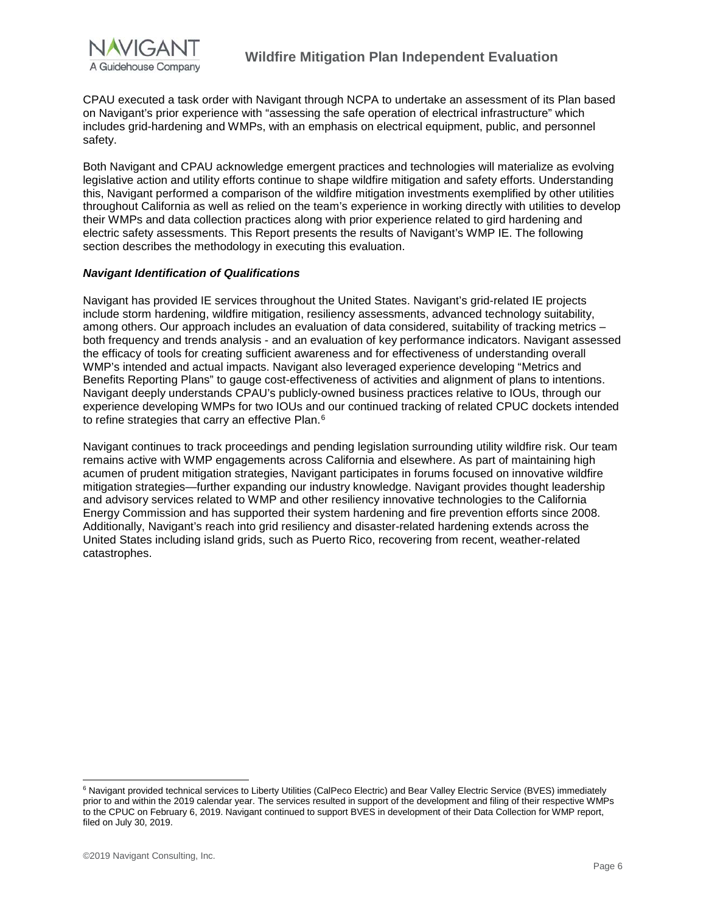CPAU executed a task order with Navigant through NCPA to undertake an assessment of its Plan based on Navigant's prior experience with "assessing the safe operation of electrical infrastructure" which includes grid-hardening and WMPs, with an emphasis on electrical equipment, public, and personnel safety.

Both Navigant and CPAU acknowledge emergent practices and technologies will materialize as evolving legislative action and utility efforts continue to shape wildfire mitigation and safety efforts. Understanding this, Navigant performed a comparison of the wildfire mitigation investments exemplified by other utilities throughout California as well as relied on the team's experience in working directly with utilities to develop their WMPs and data collection practices along with prior experience related to gird hardening and electric safety assessments. This Report presents the results of Navigant's WMP IE. The following section describes the methodology in executing this evaluation.

***Navigant Identification of Qualifications***

Navigant has provided IE services throughout the United States. Navigant's grid-related IE projects include storm hardening, wildfire mitigation, resiliency assessments, advanced technology suitability, among others. Our approach includes an evaluation of data considered, suitability of tracking metrics – both frequency and trends analysis - and an evaluation of key performance indicators. Navigant assessed the efficacy of tools for creating sufficient awareness and for effectiveness of understanding overall WMP's intended and actual impacts. Navigant also leveraged experience developing "Metrics and Benefits Reporting Plans" to gauge cost-effectiveness of activities and alignment of plans to intentions. Navigant deeply understands CPAU's publicly-owned business practices relative to IOUs, through our experience developing WMPs for two IOUs and our continued tracking of related CPUC dockets intended to refine strategies that carry an effective Plan.[6]

Navigant continues to track proceedings and pending legislation surrounding utility wildfire risk. Our team remains active with WMP engagements across California and elsewhere. As part of maintaining high acumen of prudent mitigation strategies, Navigant participates in forums focused on innovative wildfire mitigation strategies—further expanding our industry knowledge. Navigant provides thought leadership and advisory services related to WMP and other resiliency innovative technologies to the California Energy Commission and has supported their system hardening and fire prevention efforts since 2008. Additionally, Navigant's reach into grid resiliency and disaster-related hardening extends across the United States including island grids, such as Puerto Rico, recovering from recent, weather-related catastrophes.

[6] Navigant provided technical services to Liberty Utilities (CalPeco Electric) and Bear Valley Electric Service (BVES) immediately prior to and within the 2019 calendar year. The services resulted in support of the development and filing of their respective WMPs to the CPUC on February 6, 2019. Navigant continued to support BVES in development of their Data Collection for WMP report, filed on July 30, 2019.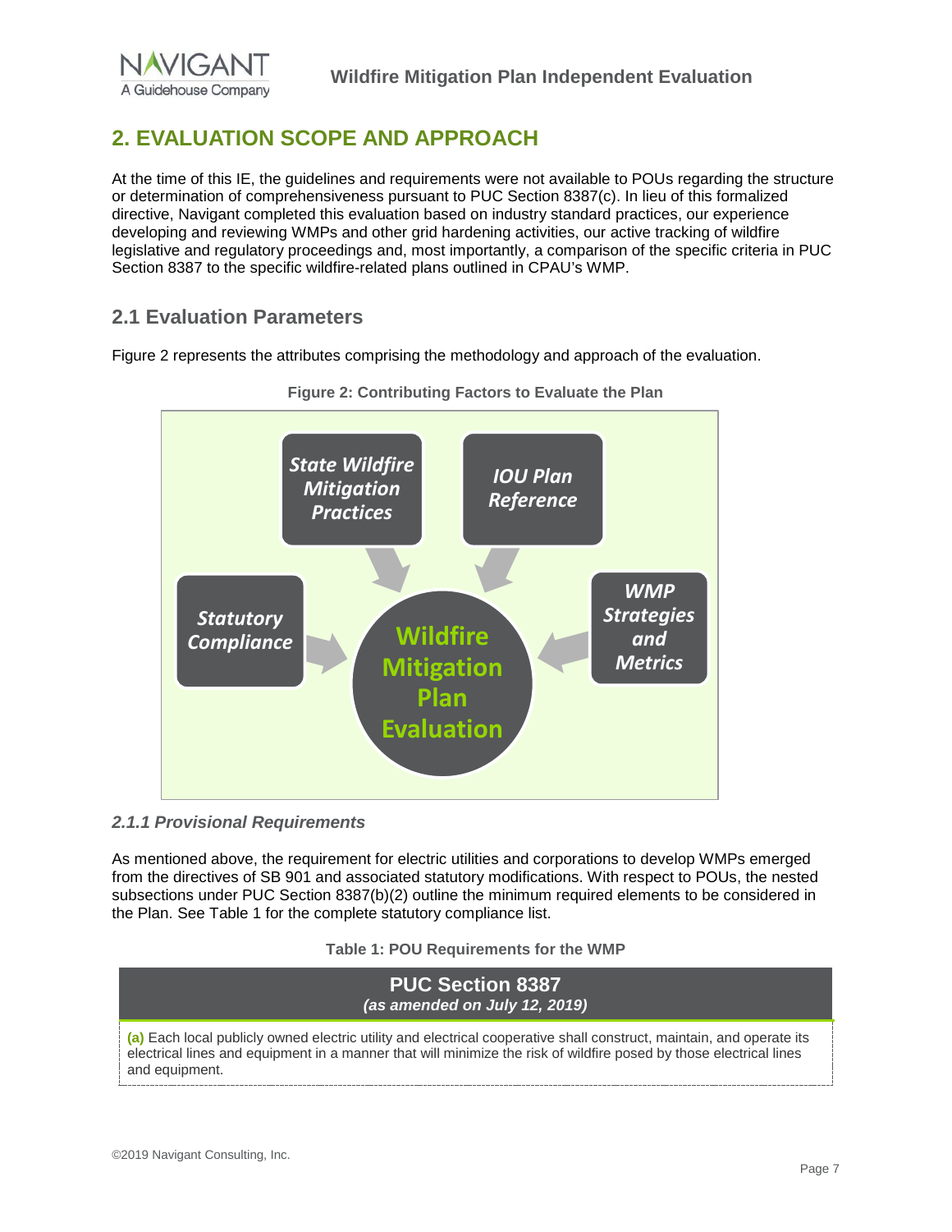## 2. EVALUATION SCOPE AND APPROACH

At the time of this IE, the guidelines and requirements were not available to POUs regarding the structure or determination of comprehensiveness pursuant to PUC Section 8387(c). In lieu of this formalized directive, Navigant completed this evaluation based on industry standard practices, our experience developing and reviewing WMPs and other grid hardening activities, our active tracking of wildfire legislative and regulatory proceedings and, most importantly, a comparison of the specific criteria in PUC Section 8387 to the specific wildfire-related plans outlined in CPAU's WMP.

### 2.1 Evaluation Parameters

Figure 2 represents the attributes comprising the methodology and approach of the evaluation.

**Figure 2: Contributing Factors to Evaluate the Plan**

*State Wildfire Mitigation Practices*

*IOU Plan Reference*

*Statutory Compliance*

*Wildfire Mitigation Plan Evaluation*

*WMP Strategies and Metrics*

#### *2.1.1 Provisional Requirements*

As mentioned above, the requirement for electric utilities and corporations to develop WMPs emerged from the directives of SB 901 and associated statutory modifications. With respect to POUs, the nested subsections under PUC Section 8387(b)(2) outline the minimum required elements to be considered in the Plan. See Table 1 for the complete statutory compliance list.

**Table 1: POU Requirements for the WMP**

| PUC Section 8387 *(as amended on July 12, 2019)* |
| --- |
| **(a)** Each local publicly owned electric utility and electrical cooperative shall construct, maintain, and operate its electrical lines and equipment in a manner that will minimize the risk of wildfire posed by those electrical lines and equipment. |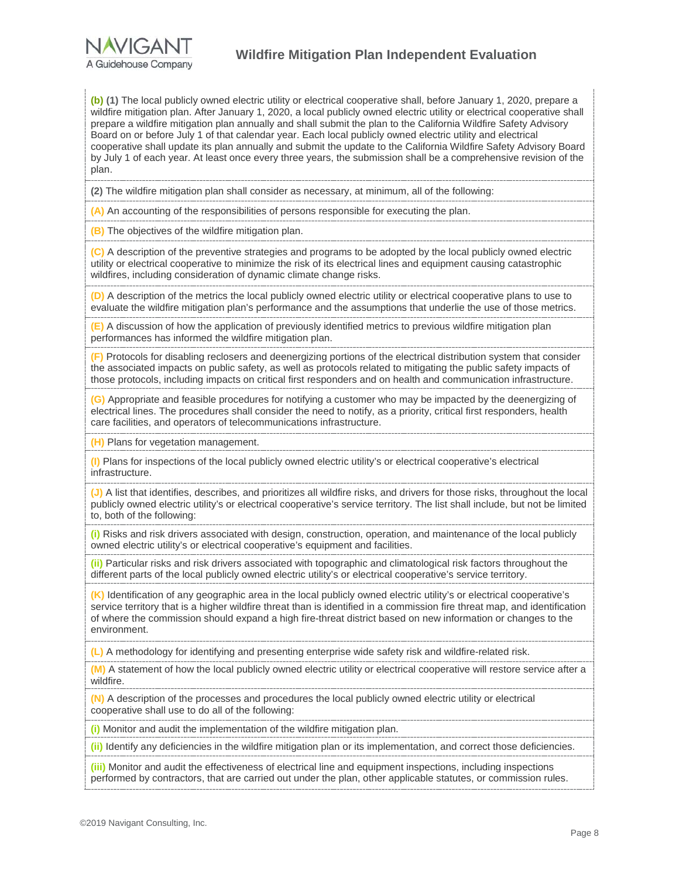**(b) (1)** The local publicly owned electric utility or electrical cooperative shall, before January 1, 2020, prepare a wildfire mitigation plan. After January 1, 2020, a local publicly owned electric utility or electrical cooperative shall prepare a wildfire mitigation plan annually and shall submit the plan to the California Wildfire Safety Advisory Board on or before July 1 of that calendar year. Each local publicly owned electric utility and electrical cooperative shall update its plan annually and submit the update to the California Wildfire Safety Advisory Board by July 1 of each year. At least once every three years, the submission shall be a comprehensive revision of the plan.

**(2)** The wildfire mitigation plan shall consider as necessary, at minimum, all of the following:

**(A)** An accounting of the responsibilities of persons responsible for executing the plan.

**(B)** The objectives of the wildfire mitigation plan.

**(C)** A description of the preventive strategies and programs to be adopted by the local publicly owned electric utility or electrical cooperative to minimize the risk of its electrical lines and equipment causing catastrophic wildfires, including consideration of dynamic climate change risks.

**(D)** A description of the metrics the local publicly owned electric utility or electrical cooperative plans to use to evaluate the wildfire mitigation plan's performance and the assumptions that underlie the use of those metrics.

**(E)** A discussion of how the application of previously identified metrics to previous wildfire mitigation plan performances has informed the wildfire mitigation plan.

**(F)** Protocols for disabling reclosers and deenergizing portions of the electrical distribution system that consider the associated impacts on public safety, as well as protocols related to mitigating the public safety impacts of those protocols, including impacts on critical first responders and on health and communication infrastructure.

**(G)** Appropriate and feasible procedures for notifying a customer who may be impacted by the deenergizing of electrical lines. The procedures shall consider the need to notify, as a priority, critical first responders, health care facilities, and operators of telecommunications infrastructure.

**(H)** Plans for vegetation management.

**(I)** Plans for inspections of the local publicly owned electric utility's or electrical cooperative's electrical infrastructure.

**(J)** A list that identifies, describes, and prioritizes all wildfire risks, and drivers for those risks, throughout the local publicly owned electric utility's or electrical cooperative's service territory. The list shall include, but not be limited to, both of the following:

**(i)** Risks and risk drivers associated with design, construction, operation, and maintenance of the local publicly owned electric utility's or electrical cooperative's equipment and facilities.

**(ii)** Particular risks and risk drivers associated with topographic and climatological risk factors throughout the different parts of the local publicly owned electric utility's or electrical cooperative's service territory.

**(K)** Identification of any geographic area in the local publicly owned electric utility's or electrical cooperative's service territory that is a higher wildfire threat than is identified in a commission fire threat map, and identification of where the commission should expand a high fire-threat district based on new information or changes to the environment.

**(L)** A methodology for identifying and presenting enterprise wide safety risk and wildfire-related risk.

**(M)** A statement of how the local publicly owned electric utility or electrical cooperative will restore service after a wildfire.

**(N)** A description of the processes and procedures the local publicly owned electric utility or electrical cooperative shall use to do all of the following:

**(i)** Monitor and audit the implementation of the wildfire mitigation plan.

**(ii)** Identify any deficiencies in the wildfire mitigation plan or its implementation, and correct those deficiencies.

**(iii)** Monitor and audit the effectiveness of electrical line and equipment inspections, including inspections performed by contractors, that are carried out under the plan, other applicable statutes, or commission rules.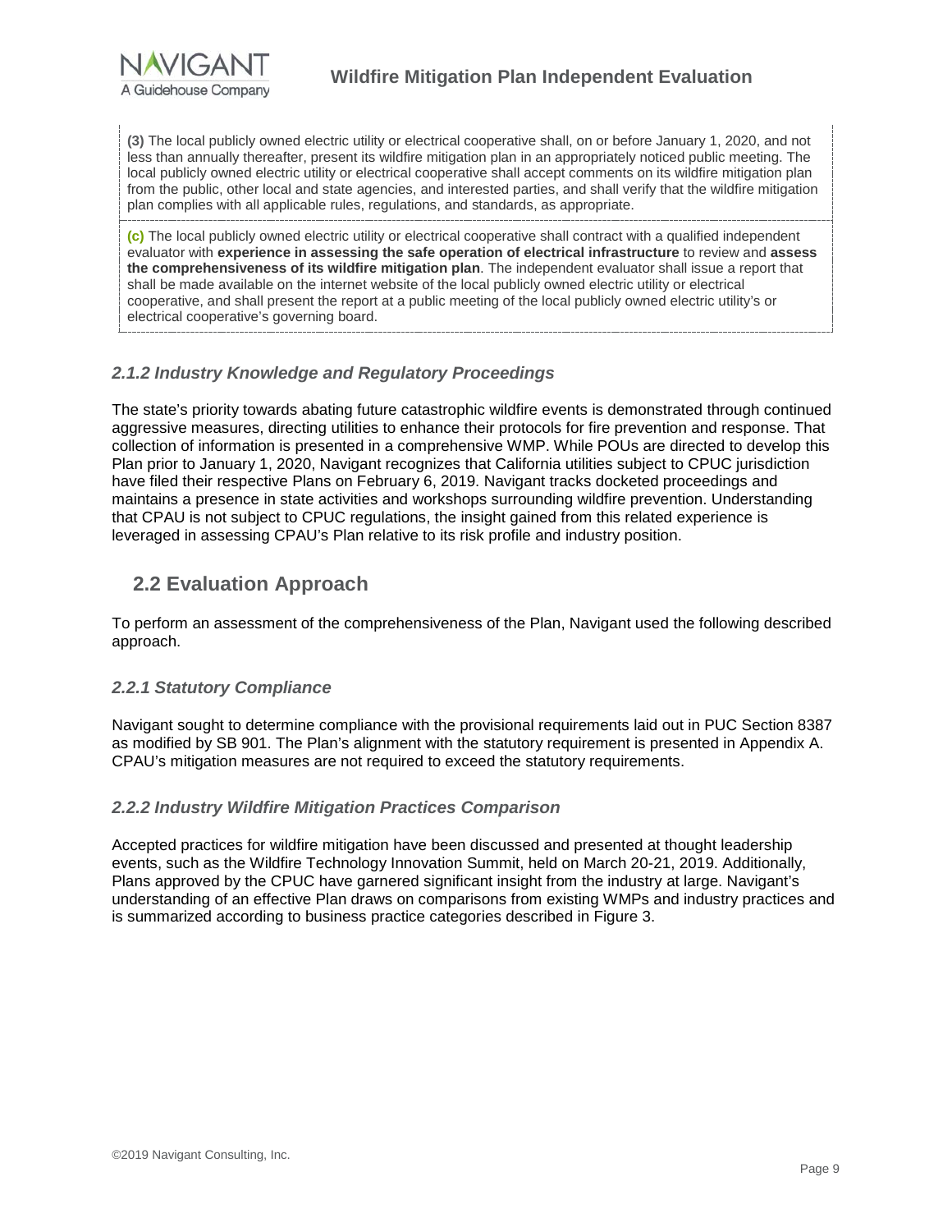**(3)** The local publicly owned electric utility or electrical cooperative shall, on or before January 1, 2020, and not less than annually thereafter, present its wildfire mitigation plan in an appropriately noticed public meeting. The local publicly owned electric utility or electrical cooperative shall accept comments on its wildfire mitigation plan from the public, other local and state agencies, and interested parties, and shall verify that the wildfire mitigation plan complies with all applicable rules, regulations, and standards, as appropriate.

**(c)** The local publicly owned electric utility or electrical cooperative shall contract with a qualified independent evaluator with **experience in assessing the safe operation of electrical infrastructure** to review and **assess the comprehensiveness of its wildfire mitigation plan**. The independent evaluator shall issue a report that shall be made available on the internet website of the local publicly owned electric utility or electrical cooperative, and shall present the report at a public meeting of the local publicly owned electric utility's or electrical cooperative's governing board.

### *2.1.2 Industry Knowledge and Regulatory Proceedings*

The state's priority towards abating future catastrophic wildfire events is demonstrated through continued aggressive measures, directing utilities to enhance their protocols for fire prevention and response. That collection of information is presented in a comprehensive WMP. While POUs are directed to develop this Plan prior to January 1, 2020, Navigant recognizes that California utilities subject to CPUC jurisdiction have filed their respective Plans on February 6, 2019. Navigant tracks docketed proceedings and maintains a presence in state activities and workshops surrounding wildfire prevention. Understanding that CPAU is not subject to CPUC regulations, the insight gained from this related experience is leveraged in assessing CPAU's Plan relative to its risk profile and industry position.

## 2.2 Evaluation Approach

To perform an assessment of the comprehensiveness of the Plan, Navigant used the following described approach.

### *2.2.1 Statutory Compliance*

Navigant sought to determine compliance with the provisional requirements laid out in PUC Section 8387 as modified by SB 901. The Plan's alignment with the statutory requirement is presented in Appendix A. CPAU's mitigation measures are not required to exceed the statutory requirements.

### *2.2.2 Industry Wildfire Mitigation Practices Comparison*

Accepted practices for wildfire mitigation have been discussed and presented at thought leadership events, such as the Wildfire Technology Innovation Summit, held on March 20-21, 2019. Additionally, Plans approved by the CPUC have garnered significant insight from the industry at large. Navigant's understanding of an effective Plan draws on comparisons from existing WMPs and industry practices and is summarized according to business practice categories described in Figure 3.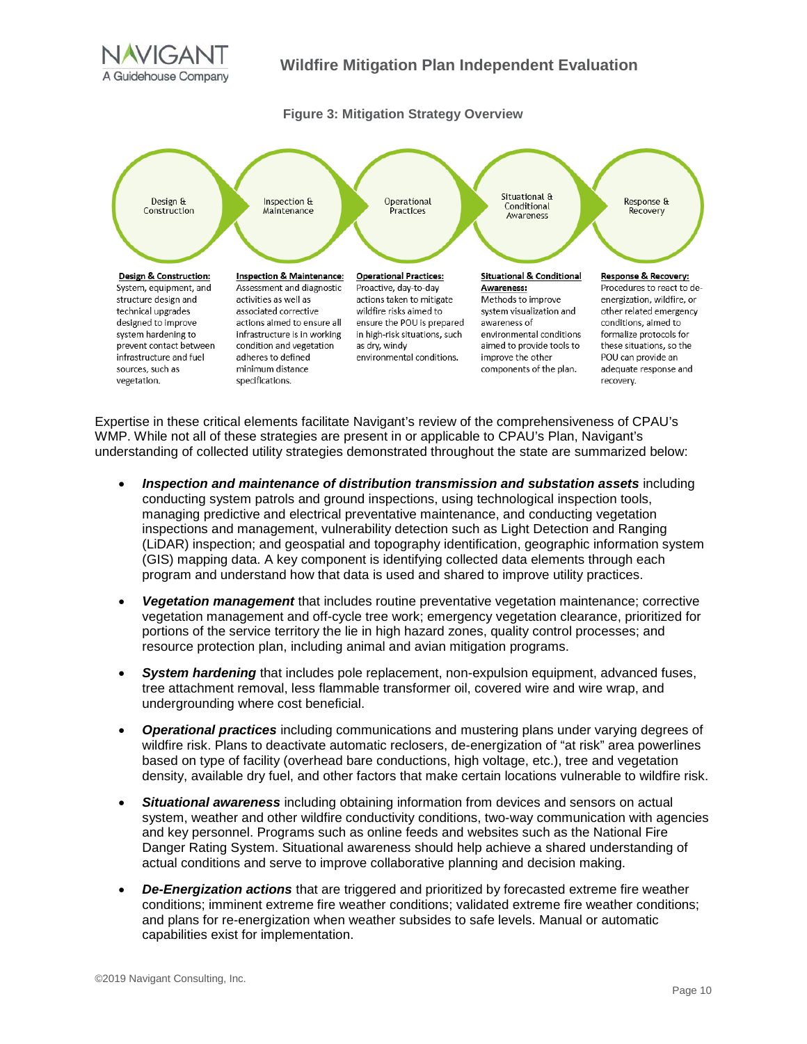**Figure 3: Mitigation Strategy Overview**

Design & Construction → Inspection & Maintenance → Operational Practices → Situational & Conditional Awareness → Response & Recovery

**Design & Construction:** System, equipment, and structure design and technical upgrades designed to improve system hardening to prevent contact between infrastructure and fuel sources, such as vegetation.

**Inspection & Maintenance:** Assessment and diagnostic activities as well as associated corrective actions aimed to ensure all infrastructure is in working condition and vegetation adheres to defined minimum distance specifications.

**Operational Practices:** Proactive, day-to-day actions taken to mitigate wildfire risks aimed to ensure the POU is prepared in high-risk situations, such as dry, windy environmental conditions.

**Situational & Conditional Awareness:** Methods to improve system visualization and awareness of environmental conditions aimed to provide tools to improve the other components of the plan.

**Response & Recovery:** Procedures to react to de-energization, wildfire, or other related emergency conditions, aimed to formalize protocols for these situations, so the POU can provide an adequate response and recovery.

Expertise in these critical elements facilitate Navigant's review of the comprehensiveness of CPAU's WMP. While not all of these strategies are present in or applicable to CPAU's Plan, Navigant's understanding of collected utility strategies demonstrated throughout the state are summarized below:

- ***Inspection and maintenance of distribution transmission and substation assets*** including conducting system patrols and ground inspections, using technological inspection tools, managing predictive and electrical preventative maintenance, and conducting vegetation inspections and management, vulnerability detection such as Light Detection and Ranging (LiDAR) inspection; and geospatial and topography identification, geographic information system (GIS) mapping data. A key component is identifying collected data elements through each program and understand how that data is used and shared to improve utility practices.
- ***Vegetation management*** that includes routine preventative vegetation maintenance; corrective vegetation management and off-cycle tree work; emergency vegetation clearance, prioritized for portions of the service territory the lie in high hazard zones, quality control processes; and resource protection plan, including animal and avian mitigation programs.
- ***System hardening*** that includes pole replacement, non-expulsion equipment, advanced fuses, tree attachment removal, less flammable transformer oil, covered wire and wire wrap, and undergrounding where cost beneficial.
- ***Operational practices*** including communications and mustering plans under varying degrees of wildfire risk. Plans to deactivate automatic reclosers, de-energization of "at risk" area powerlines based on type of facility (overhead bare conductions, high voltage, etc.), tree and vegetation density, available dry fuel, and other factors that make certain locations vulnerable to wildfire risk.
- ***Situational awareness*** including obtaining information from devices and sensors on actual system, weather and other wildfire conductivity conditions, two-way communication with agencies and key personnel. Programs such as online feeds and websites such as the National Fire Danger Rating System. Situational awareness should help achieve a shared understanding of actual conditions and serve to improve collaborative planning and decision making.
- ***De-Energization actions*** that are triggered and prioritized by forecasted extreme fire weather conditions; imminent extreme fire weather conditions; validated extreme fire weather conditions; and plans for re-energization when weather subsides to safe levels. Manual or automatic capabilities exist for implementation.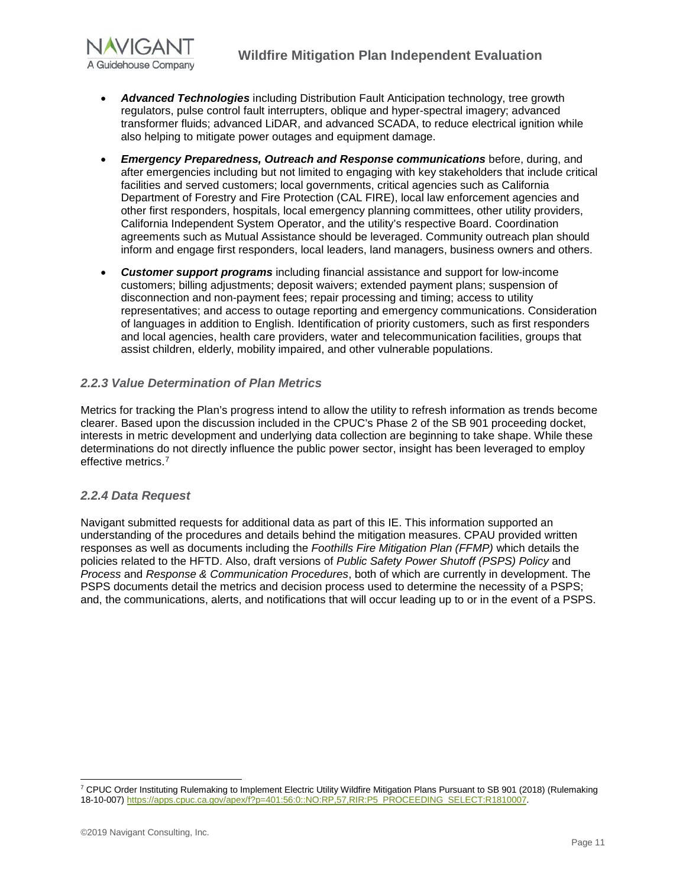- ***Advanced Technologies*** including Distribution Fault Anticipation technology, tree growth regulators, pulse control fault interrupters, oblique and hyper-spectral imagery; advanced transformer fluids; advanced LiDAR, and advanced SCADA, to reduce electrical ignition while also helping to mitigate power outages and equipment damage.
- ***Emergency Preparedness, Outreach and Response communications*** before, during, and after emergencies including but not limited to engaging with key stakeholders that include critical facilities and served customers; local governments, critical agencies such as California Department of Forestry and Fire Protection (CAL FIRE), local law enforcement agencies and other first responders, hospitals, local emergency planning committees, other utility providers, California Independent System Operator, and the utility's respective Board. Coordination agreements such as Mutual Assistance should be leveraged. Community outreach plan should inform and engage first responders, local leaders, land managers, business owners and others.
- ***Customer support programs*** including financial assistance and support for low-income customers; billing adjustments; deposit waivers; extended payment plans; suspension of disconnection and non-payment fees; repair processing and timing; access to utility representatives; and access to outage reporting and emergency communications. Consideration of languages in addition to English. Identification of priority customers, such as first responders and local agencies, health care providers, water and telecommunication facilities, groups that assist children, elderly, mobility impaired, and other vulnerable populations.

### *2.2.3 Value Determination of Plan Metrics*

Metrics for tracking the Plan's progress intend to allow the utility to refresh information as trends become clearer. Based upon the discussion included in the CPUC's Phase 2 of the SB 901 proceeding docket, interests in metric development and underlying data collection are beginning to take shape. While these determinations do not directly influence the public power sector, insight has been leveraged to employ effective metrics.[7]

### *2.2.4 Data Request*

Navigant submitted requests for additional data as part of this IE. This information supported an understanding of the procedures and details behind the mitigation measures. CPAU provided written responses as well as documents including the *Foothills Fire Mitigation Plan (FFMP)* which details the policies related to the HFTD. Also, draft versions of *Public Safety Power Shutoff (PSPS) Policy* and *Process* and *Response & Communication Procedures*, both of which are currently in development. The PSPS documents detail the metrics and decision process used to determine the necessity of a PSPS; and, the communications, alerts, and notifications that will occur leading up to or in the event of a PSPS.

---

[7] CPUC Order Instituting Rulemaking to Implement Electric Utility Wildfire Mitigation Plans Pursuant to SB 901 (2018) (Rulemaking 18-10-007) https://apps.cpuc.ca.gov/apex/f?p=401:56:0::NO:RP,57,RIR:P5_PROCEEDING_SELECT:R1810007.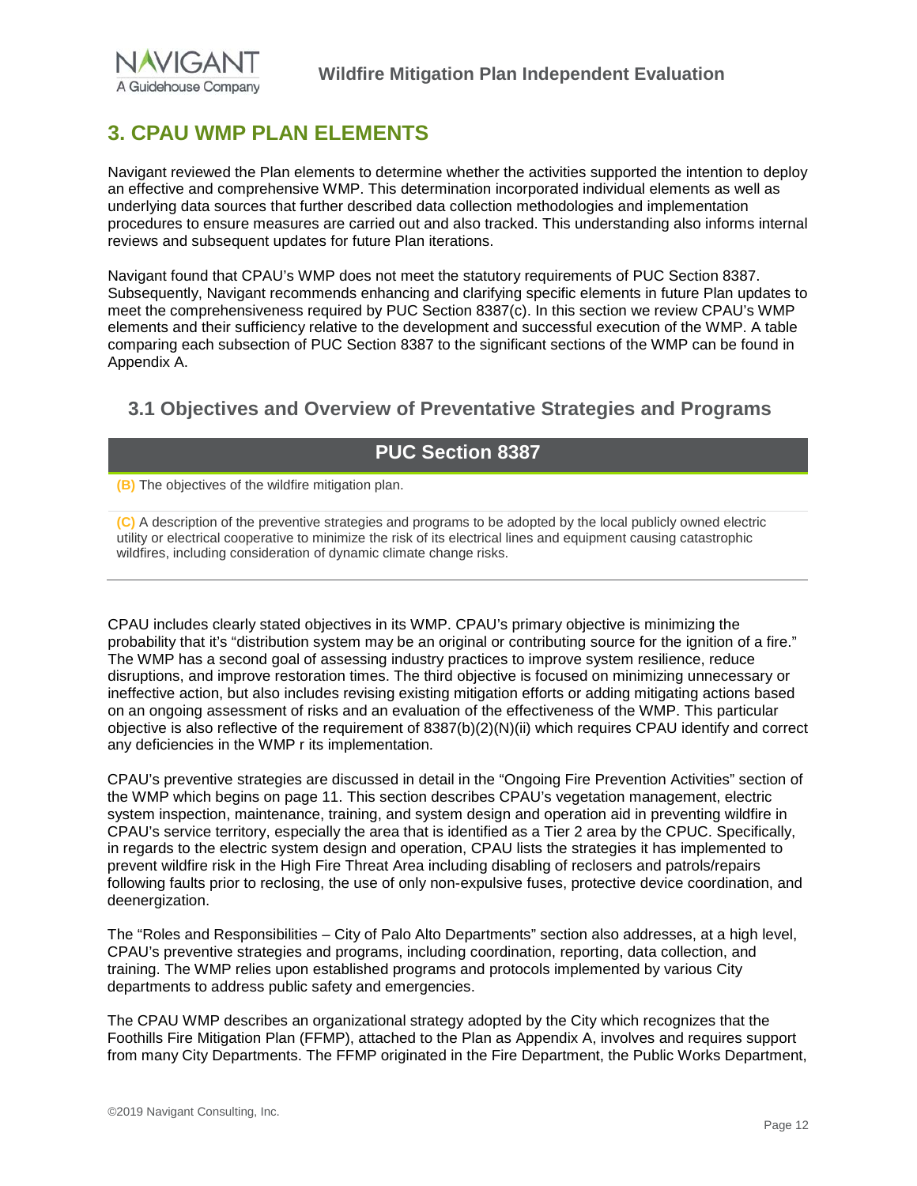## 3. CPAU WMP PLAN ELEMENTS

Navigant reviewed the Plan elements to determine whether the activities supported the intention to deploy an effective and comprehensive WMP. This determination incorporated individual elements as well as underlying data sources that further described data collection methodologies and implementation procedures to ensure measures are carried out and also tracked. This understanding also informs internal reviews and subsequent updates for future Plan iterations.

Navigant found that CPAU's WMP does not meet the statutory requirements of PUC Section 8387. Subsequently, Navigant recommends enhancing and clarifying specific elements in future Plan updates to meet the comprehensiveness required by PUC Section 8387(c). In this section we review CPAU's WMP elements and their sufficiency relative to the development and successful execution of the WMP. A table comparing each subsection of PUC Section 8387 to the significant sections of the WMP can be found in Appendix A.

### 3.1 Objectives and Overview of Preventative Strategies and Programs

| PUC Section 8387 |
|---|
| **(B)** The objectives of the wildfire mitigation plan. |
| **(C)** A description of the preventive strategies and programs to be adopted by the local publicly owned electric utility or electrical cooperative to minimize the risk of its electrical lines and equipment causing catastrophic wildfires, including consideration of dynamic climate change risks. |

CPAU includes clearly stated objectives in its WMP. CPAU's primary objective is minimizing the probability that it's "distribution system may be an original or contributing source for the ignition of a fire." The WMP has a second goal of assessing industry practices to improve system resilience, reduce disruptions, and improve restoration times. The third objective is focused on minimizing unnecessary or ineffective action, but also includes revising existing mitigation efforts or adding mitigating actions based on an ongoing assessment of risks and an evaluation of the effectiveness of the WMP. This particular objective is also reflective of the requirement of 8387(b)(2)(N)(ii) which requires CPAU identify and correct any deficiencies in the WMP r its implementation.

CPAU's preventive strategies are discussed in detail in the "Ongoing Fire Prevention Activities" section of the WMP which begins on page 11. This section describes CPAU's vegetation management, electric system inspection, maintenance, training, and system design and operation aid in preventing wildfire in CPAU's service territory, especially the area that is identified as a Tier 2 area by the CPUC. Specifically, in regards to the electric system design and operation, CPAU lists the strategies it has implemented to prevent wildfire risk in the High Fire Threat Area including disabling of reclosers and patrols/repairs following faults prior to reclosing, the use of only non-expulsive fuses, protective device coordination, and deenergization.

The "Roles and Responsibilities – City of Palo Alto Departments" section also addresses, at a high level, CPAU's preventive strategies and programs, including coordination, reporting, data collection, and training. The WMP relies upon established programs and protocols implemented by various City departments to address public safety and emergencies.

The CPAU WMP describes an organizational strategy adopted by the City which recognizes that the Foothills Fire Mitigation Plan (FFMP), attached to the Plan as Appendix A, involves and requires support from many City Departments. The FFMP originated in the Fire Department, the Public Works Department,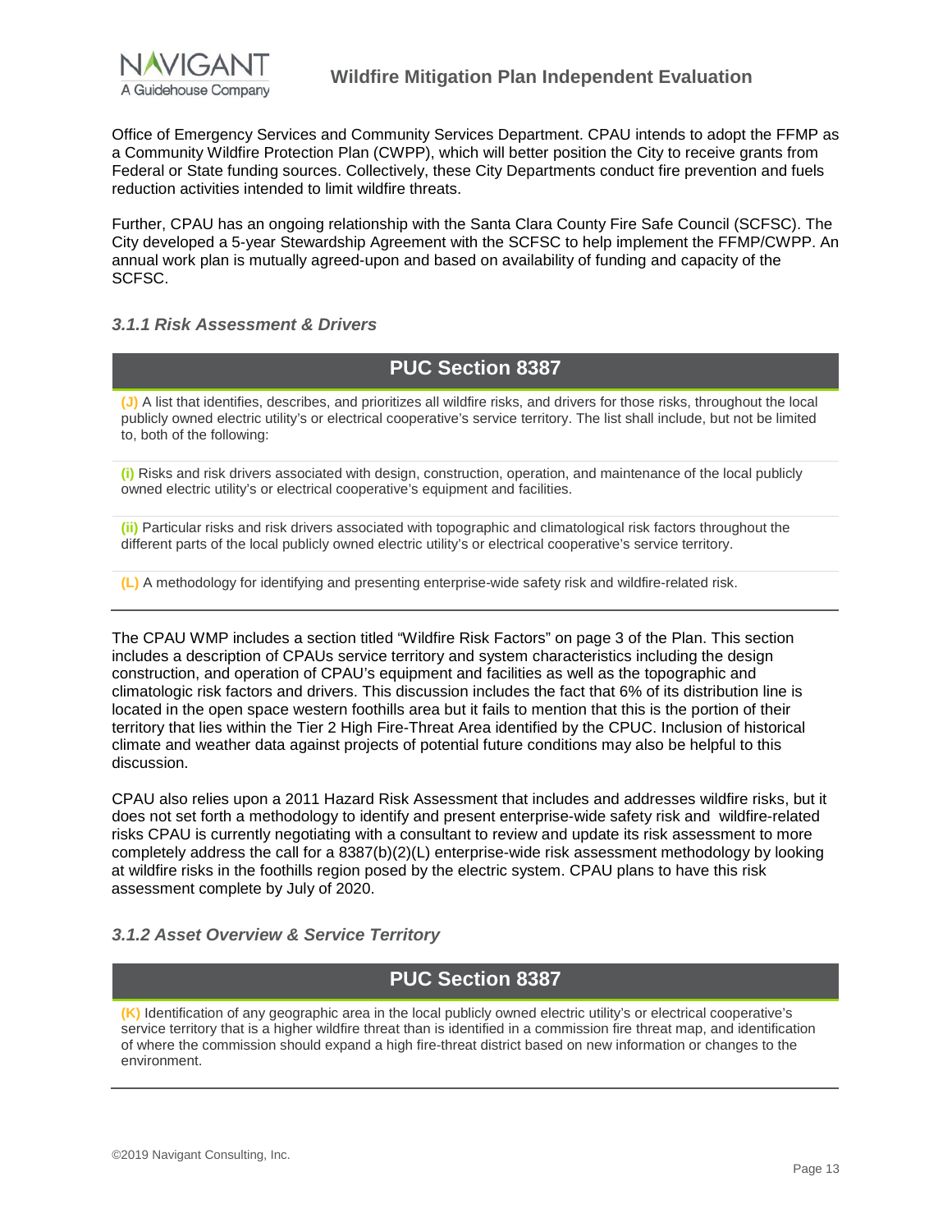Office of Emergency Services and Community Services Department. CPAU intends to adopt the FFMP as a Community Wildfire Protection Plan (CWPP), which will better position the City to receive grants from Federal or State funding sources. Collectively, these City Departments conduct fire prevention and fuels reduction activities intended to limit wildfire threats.

Further, CPAU has an ongoing relationship with the Santa Clara County Fire Safe Council (SCFSC). The City developed a 5-year Stewardship Agreement with the SCFSC to help implement the FFMP/CWPP. An annual work plan is mutually agreed-upon and based on availability of funding and capacity of the SCFSC.

### *3.1.1 Risk Assessment & Drivers*

| PUC Section 8387 |
|---|
| **(J)** A list that identifies, describes, and prioritizes all wildfire risks, and drivers for those risks, throughout the local publicly owned electric utility's or electrical cooperative's service territory. The list shall include, but not be limited to, both of the following: |
| **(i)** Risks and risk drivers associated with design, construction, operation, and maintenance of the local publicly owned electric utility's or electrical cooperative's equipment and facilities. |
| **(ii)** Particular risks and risk drivers associated with topographic and climatological risk factors throughout the different parts of the local publicly owned electric utility's or electrical cooperative's service territory. |
| **(L)** A methodology for identifying and presenting enterprise-wide safety risk and wildfire-related risk. |

The CPAU WMP includes a section titled "Wildfire Risk Factors" on page 3 of the Plan. This section includes a description of CPAUs service territory and system characteristics including the design construction, and operation of CPAU's equipment and facilities as well as the topographic and climatologic risk factors and drivers. This discussion includes the fact that 6% of its distribution line is located in the open space western foothills area but it fails to mention that this is the portion of their territory that lies within the Tier 2 High Fire-Threat Area identified by the CPUC. Inclusion of historical climate and weather data against projects of potential future conditions may also be helpful to this discussion.

CPAU also relies upon a 2011 Hazard Risk Assessment that includes and addresses wildfire risks, but it does not set forth a methodology to identify and present enterprise-wide safety risk and wildfire-related risks CPAU is currently negotiating with a consultant to review and update its risk assessment to more completely address the call for a 8387(b)(2)(L) enterprise-wide risk assessment methodology by looking at wildfire risks in the foothills region posed by the electric system. CPAU plans to have this risk assessment complete by July of 2020.

### *3.1.2 Asset Overview & Service Territory*

| PUC Section 8387 |
|---|
| **(K)** Identification of any geographic area in the local publicly owned electric utility's or electrical cooperative's service territory that is a higher wildfire threat than is identified in a commission fire threat map, and identification of where the commission should expand a high fire-threat district based on new information or changes to the environment. |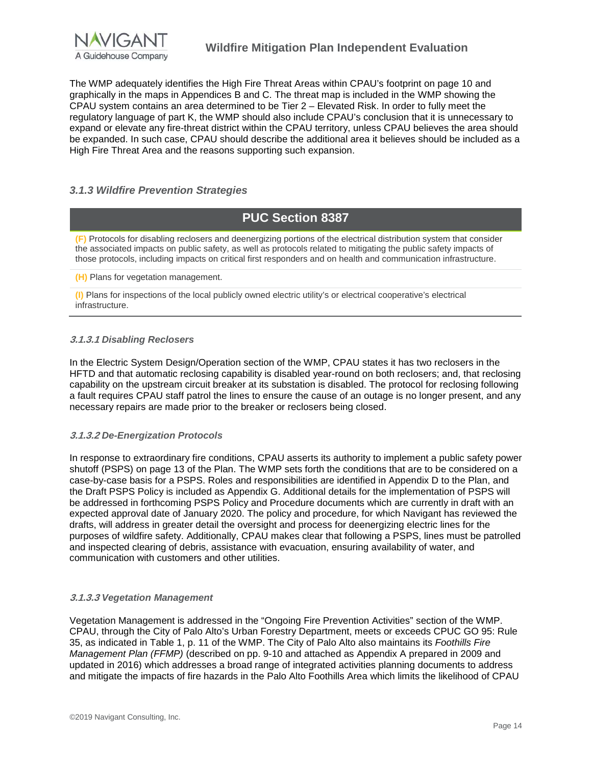The WMP adequately identifies the High Fire Threat Areas within CPAU's footprint on page 10 and graphically in the maps in Appendices B and C. The threat map is included in the WMP showing the CPAU system contains an area determined to be Tier 2 – Elevated Risk. In order to fully meet the regulatory language of part K, the WMP should also include CPAU's conclusion that it is unnecessary to expand or elevate any fire-threat district within the CPAU territory, unless CPAU believes the area should be expanded. In such case, CPAU should describe the additional area it believes should be included as a High Fire Threat Area and the reasons supporting such expansion.

### *3.1.3 Wildfire Prevention Strategies*

| PUC Section 8387 |
|---|
| **(F)** Protocols for disabling reclosers and deenergizing portions of the electrical distribution system that consider the associated impacts on public safety, as well as protocols related to mitigating the public safety impacts of those protocols, including impacts on critical first responders and on health and communication infrastructure. |
| **(H)** Plans for vegetation management. |
| **(I)** Plans for inspections of the local publicly owned electric utility's or electrical cooperative's electrical infrastructure. |

#### *3.1.3.1 Disabling Reclosers*

In the Electric System Design/Operation section of the WMP, CPAU states it has two reclosers in the HFTD and that automatic reclosing capability is disabled year-round on both reclosers; and, that reclosing capability on the upstream circuit breaker at its substation is disabled. The protocol for reclosing following a fault requires CPAU staff patrol the lines to ensure the cause of an outage is no longer present, and any necessary repairs are made prior to the breaker or reclosers being closed.

#### *3.1.3.2 De-Energization Protocols*

In response to extraordinary fire conditions, CPAU asserts its authority to implement a public safety power shutoff (PSPS) on page 13 of the Plan. The WMP sets forth the conditions that are to be considered on a case-by-case basis for a PSPS. Roles and responsibilities are identified in Appendix D to the Plan, and the Draft PSPS Policy is included as Appendix G. Additional details for the implementation of PSPS will be addressed in forthcoming PSPS Policy and Procedure documents which are currently in draft with an expected approval date of January 2020. The policy and procedure, for which Navigant has reviewed the drafts, will address in greater detail the oversight and process for deenergizing electric lines for the purposes of wildfire safety. Additionally, CPAU makes clear that following a PSPS, lines must be patrolled and inspected clearing of debris, assistance with evacuation, ensuring availability of water, and communication with customers and other utilities.

#### *3.1.3.3 Vegetation Management*

Vegetation Management is addressed in the "Ongoing Fire Prevention Activities" section of the WMP. CPAU, through the City of Palo Alto's Urban Forestry Department, meets or exceeds CPUC GO 95: Rule 35, as indicated in Table 1, p. 11 of the WMP. The City of Palo Alto also maintains its *Foothills Fire Management Plan (FFMP)* (described on pp. 9-10 and attached as Appendix A prepared in 2009 and updated in 2016) which addresses a broad range of integrated activities planning documents to address and mitigate the impacts of fire hazards in the Palo Alto Foothills Area which limits the likelihood of CPAU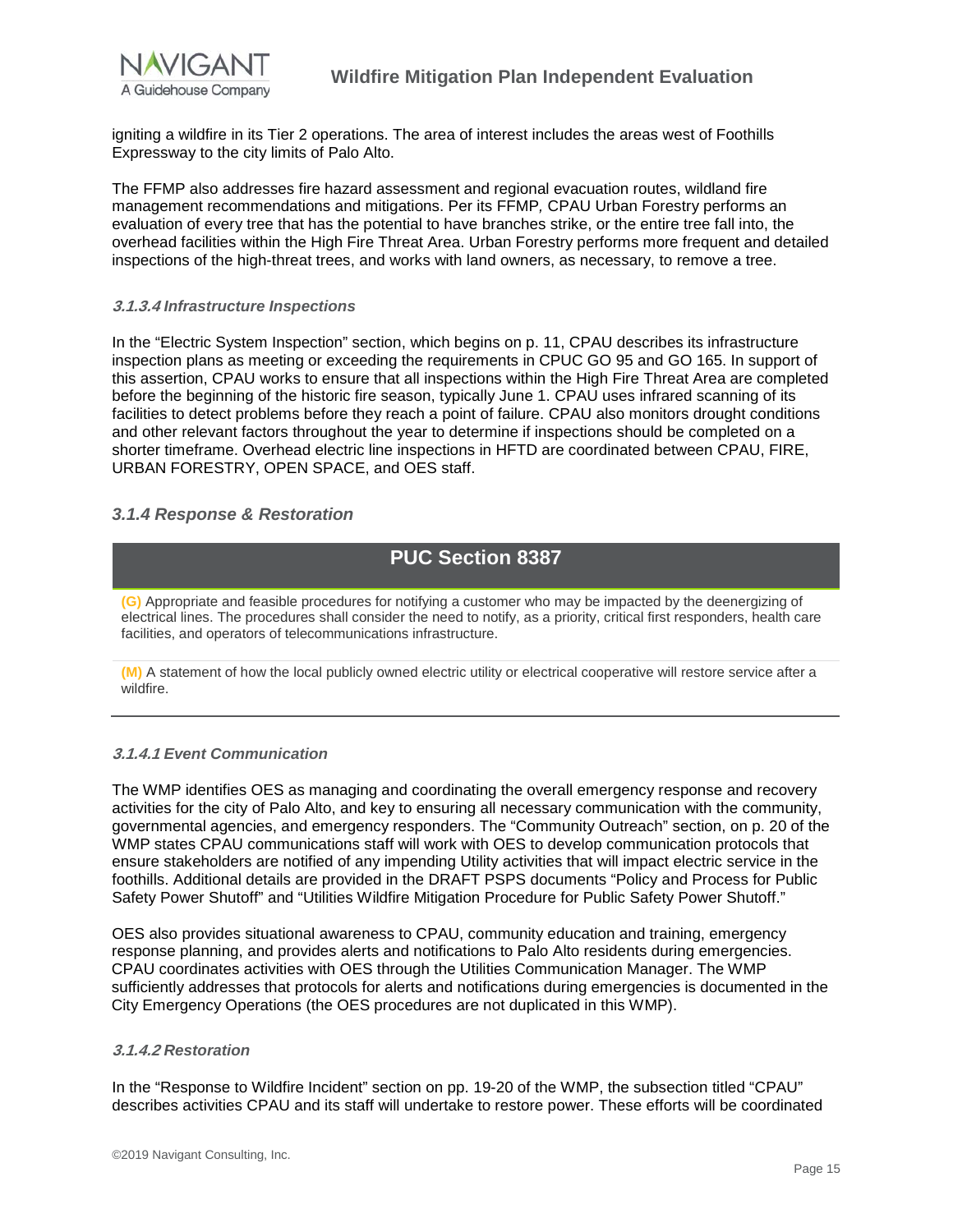igniting a wildfire in its Tier 2 operations. The area of interest includes the areas west of Foothills Expressway to the city limits of Palo Alto.

The FFMP also addresses fire hazard assessment and regional evacuation routes, wildland fire management recommendations and mitigations. Per its FFMP, CPAU Urban Forestry performs an evaluation of every tree that has the potential to have branches strike, or the entire tree fall into, the overhead facilities within the High Fire Threat Area. Urban Forestry performs more frequent and detailed inspections of the high-threat trees, and works with land owners, as necessary, to remove a tree.

#### *3.1.3.4 Infrastructure Inspections*

In the "Electric System Inspection" section, which begins on p. 11, CPAU describes its infrastructure inspection plans as meeting or exceeding the requirements in CPUC GO 95 and GO 165. In support of this assertion, CPAU works to ensure that all inspections within the High Fire Threat Area are completed before the beginning of the historic fire season, typically June 1. CPAU uses infrared scanning of its facilities to detect problems before they reach a point of failure. CPAU also monitors drought conditions and other relevant factors throughout the year to determine if inspections should be completed on a shorter timeframe. Overhead electric line inspections in HFTD are coordinated between CPAU, FIRE, URBAN FORESTRY, OPEN SPACE, and OES staff.

### *3.1.4 Response & Restoration*

| PUC Section 8387 |
|---|
| **(G)** Appropriate and feasible procedures for notifying a customer who may be impacted by the deenergizing of electrical lines. The procedures shall consider the need to notify, as a priority, critical first responders, health care facilities, and operators of telecommunications infrastructure. |
| **(M)** A statement of how the local publicly owned electric utility or electrical cooperative will restore service after a wildfire. |

#### *3.1.4.1 Event Communication*

The WMP identifies OES as managing and coordinating the overall emergency response and recovery activities for the city of Palo Alto, and key to ensuring all necessary communication with the community, governmental agencies, and emergency responders. The "Community Outreach" section, on p. 20 of the WMP states CPAU communications staff will work with OES to develop communication protocols that ensure stakeholders are notified of any impending Utility activities that will impact electric service in the foothills. Additional details are provided in the DRAFT PSPS documents "Policy and Process for Public Safety Power Shutoff" and "Utilities Wildfire Mitigation Procedure for Public Safety Power Shutoff."

OES also provides situational awareness to CPAU, community education and training, emergency response planning, and provides alerts and notifications to Palo Alto residents during emergencies. CPAU coordinates activities with OES through the Utilities Communication Manager. The WMP sufficiently addresses that protocols for alerts and notifications during emergencies is documented in the City Emergency Operations (the OES procedures are not duplicated in this WMP).

#### *3.1.4.2 Restoration*

In the "Response to Wildfire Incident" section on pp. 19-20 of the WMP, the subsection titled "CPAU" describes activities CPAU and its staff will undertake to restore power. These efforts will be coordinated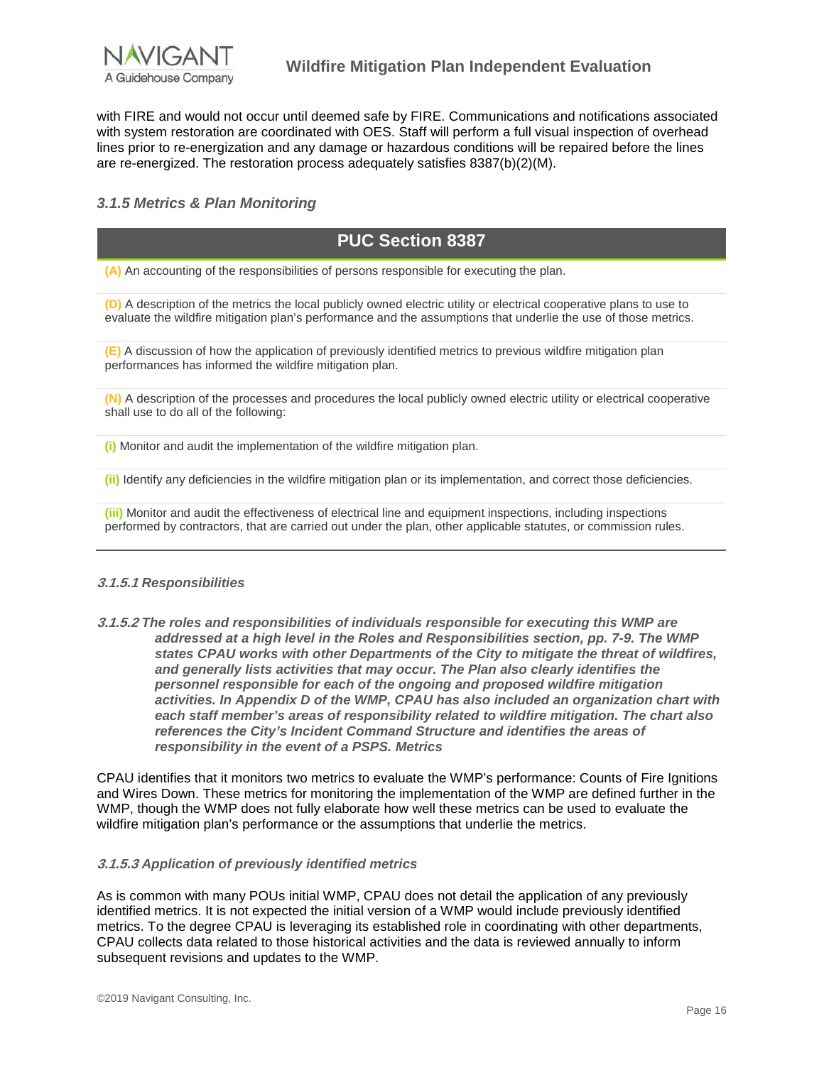with FIRE and would not occur until deemed safe by FIRE. Communications and notifications associated with system restoration are coordinated with OES. Staff will perform a full visual inspection of overhead lines prior to re-energization and any damage or hazardous conditions will be repaired before the lines are re-energized. The restoration process adequately satisfies 8387(b)(2)(M).

### *3.1.5 Metrics & Plan Monitoring*

| PUC Section 8387 |
|---|
| **(A)** An accounting of the responsibilities of persons responsible for executing the plan. |
| **(D)** A description of the metrics the local publicly owned electric utility or electrical cooperative plans to use to evaluate the wildfire mitigation plan's performance and the assumptions that underlie the use of those metrics. |
| **(E)** A discussion of how the application of previously identified metrics to previous wildfire mitigation plan performances has informed the wildfire mitigation plan. |
| **(N)** A description of the processes and procedures the local publicly owned electric utility or electrical cooperative shall use to do all of the following: |
| **(i)** Monitor and audit the implementation of the wildfire mitigation plan. |
| **(ii)** Identify any deficiencies in the wildfire mitigation plan or its implementation, and correct those deficiencies. |
| **(iii)** Monitor and audit the effectiveness of electrical line and equipment inspections, including inspections performed by contractors, that are carried out under the plan, other applicable statutes, or commission rules. |

#### *3.1.5.1 Responsibilities*

#### *3.1.5.2 The roles and responsibilities of individuals responsible for executing this WMP are addressed at a high level in the Roles and Responsibilities section, pp. 7-9. The WMP states CPAU works with other Departments of the City to mitigate the threat of wildfires, and generally lists activities that may occur. The Plan also clearly identifies the personnel responsible for each of the ongoing and proposed wildfire mitigation activities. In Appendix D of the WMP, CPAU has also included an organization chart with each staff member's areas of responsibility related to wildfire mitigation. The chart also references the City's Incident Command Structure and identifies the areas of responsibility in the event of a PSPS. Metrics*

CPAU identifies that it monitors two metrics to evaluate the WMP's performance: Counts of Fire Ignitions and Wires Down. These metrics for monitoring the implementation of the WMP are defined further in the WMP, though the WMP does not fully elaborate how well these metrics can be used to evaluate the wildfire mitigation plan's performance or the assumptions that underlie the metrics.

#### *3.1.5.3 Application of previously identified metrics*

As is common with many POUs initial WMP, CPAU does not detail the application of any previously identified metrics. It is not expected the initial version of a WMP would include previously identified metrics. To the degree CPAU is leveraging its established role in coordinating with other departments, CPAU collects data related to those historical activities and the data is reviewed annually to inform subsequent revisions and updates to the WMP.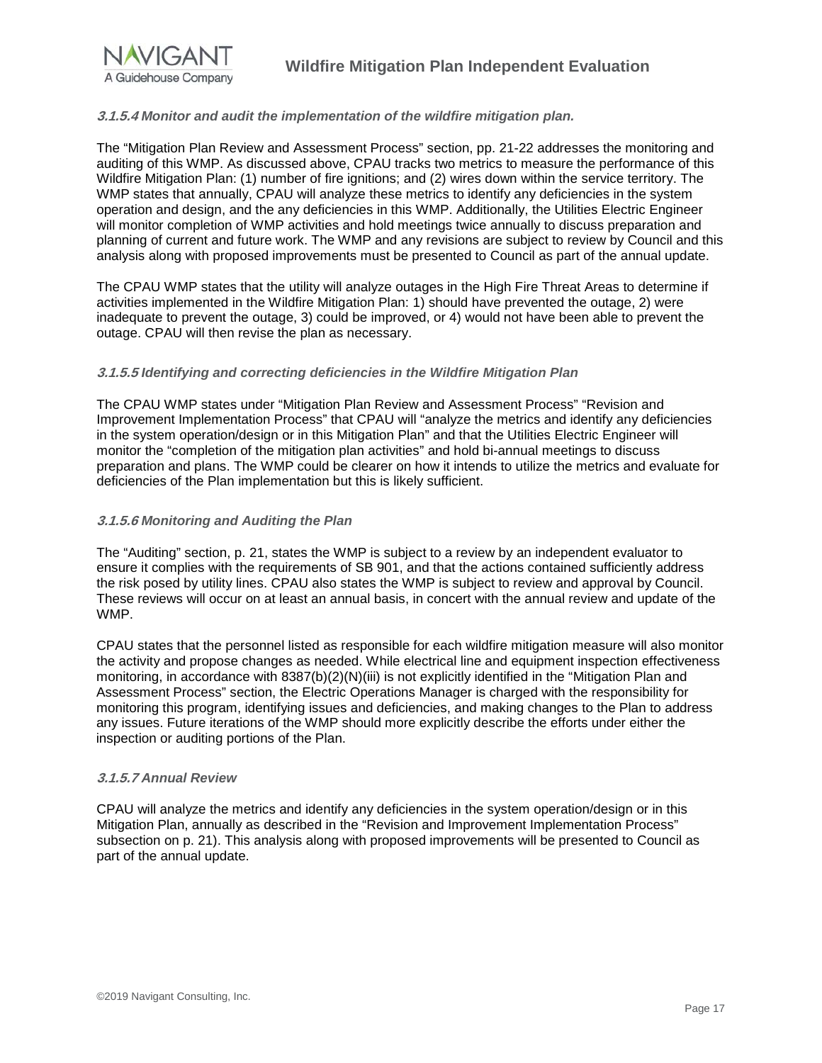#### *3.1.5.4 Monitor and audit the implementation of the wildfire mitigation plan.*

The "Mitigation Plan Review and Assessment Process" section, pp. 21-22 addresses the monitoring and auditing of this WMP. As discussed above, CPAU tracks two metrics to measure the performance of this Wildfire Mitigation Plan: (1) number of fire ignitions; and (2) wires down within the service territory. The WMP states that annually, CPAU will analyze these metrics to identify any deficiencies in the system operation and design, and the any deficiencies in this WMP. Additionally, the Utilities Electric Engineer will monitor completion of WMP activities and hold meetings twice annually to discuss preparation and planning of current and future work. The WMP and any revisions are subject to review by Council and this analysis along with proposed improvements must be presented to Council as part of the annual update.

The CPAU WMP states that the utility will analyze outages in the High Fire Threat Areas to determine if activities implemented in the Wildfire Mitigation Plan: 1) should have prevented the outage, 2) were inadequate to prevent the outage, 3) could be improved, or 4) would not have been able to prevent the outage. CPAU will then revise the plan as necessary.

#### *3.1.5.5 Identifying and correcting deficiencies in the Wildfire Mitigation Plan*

The CPAU WMP states under "Mitigation Plan Review and Assessment Process" "Revision and Improvement Implementation Process" that CPAU will "analyze the metrics and identify any deficiencies in the system operation/design or in this Mitigation Plan" and that the Utilities Electric Engineer will monitor the "completion of the mitigation plan activities" and hold bi-annual meetings to discuss preparation and plans. The WMP could be clearer on how it intends to utilize the metrics and evaluate for deficiencies of the Plan implementation but this is likely sufficient.

#### *3.1.5.6 Monitoring and Auditing the Plan*

The "Auditing" section, p. 21, states the WMP is subject to a review by an independent evaluator to ensure it complies with the requirements of SB 901, and that the actions contained sufficiently address the risk posed by utility lines. CPAU also states the WMP is subject to review and approval by Council. These reviews will occur on at least an annual basis, in concert with the annual review and update of the WMP.

CPAU states that the personnel listed as responsible for each wildfire mitigation measure will also monitor the activity and propose changes as needed. While electrical line and equipment inspection effectiveness monitoring, in accordance with 8387(b)(2)(N)(iii) is not explicitly identified in the "Mitigation Plan and Assessment Process" section, the Electric Operations Manager is charged with the responsibility for monitoring this program, identifying issues and deficiencies, and making changes to the Plan to address any issues. Future iterations of the WMP should more explicitly describe the efforts under either the inspection or auditing portions of the Plan.

#### *3.1.5.7 Annual Review*

CPAU will analyze the metrics and identify any deficiencies in the system operation/design or in this Mitigation Plan, annually as described in the "Revision and Improvement Implementation Process" subsection on p. 21). This analysis along with proposed improvements will be presented to Council as part of the annual update.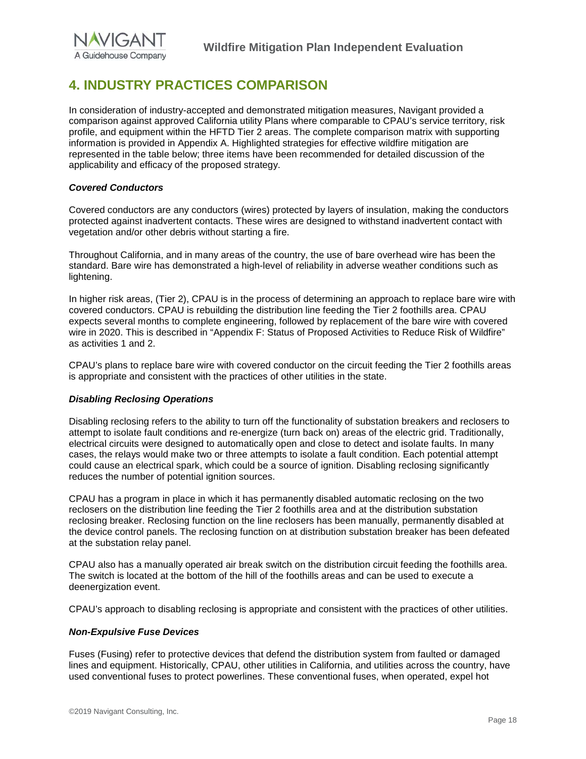# 4. INDUSTRY PRACTICES COMPARISON

In consideration of industry-accepted and demonstrated mitigation measures, Navigant provided a comparison against approved California utility Plans where comparable to CPAU's service territory, risk profile, and equipment within the HFTD Tier 2 areas. The complete comparison matrix with supporting information is provided in Appendix A. Highlighted strategies for effective wildfire mitigation are represented in the table below; three items have been recommended for detailed discussion of the applicability and efficacy of the proposed strategy.

***Covered Conductors***

Covered conductors are any conductors (wires) protected by layers of insulation, making the conductors protected against inadvertent contacts. These wires are designed to withstand inadvertent contact with vegetation and/or other debris without starting a fire.

Throughout California, and in many areas of the country, the use of bare overhead wire has been the standard. Bare wire has demonstrated a high-level of reliability in adverse weather conditions such as lightening.

In higher risk areas, (Tier 2), CPAU is in the process of determining an approach to replace bare wire with covered conductors. CPAU is rebuilding the distribution line feeding the Tier 2 foothills area. CPAU expects several months to complete engineering, followed by replacement of the bare wire with covered wire in 2020. This is described in "Appendix F: Status of Proposed Activities to Reduce Risk of Wildfire" as activities 1 and 2.

CPAU's plans to replace bare wire with covered conductor on the circuit feeding the Tier 2 foothills areas is appropriate and consistent with the practices of other utilities in the state.

***Disabling Reclosing Operations***

Disabling reclosing refers to the ability to turn off the functionality of substation breakers and reclosers to attempt to isolate fault conditions and re-energize (turn back on) areas of the electric grid. Traditionally, electrical circuits were designed to automatically open and close to detect and isolate faults. In many cases, the relays would make two or three attempts to isolate a fault condition. Each potential attempt could cause an electrical spark, which could be a source of ignition. Disabling reclosing significantly reduces the number of potential ignition sources.

CPAU has a program in place in which it has permanently disabled automatic reclosing on the two reclosers on the distribution line feeding the Tier 2 foothills area and at the distribution substation reclosing breaker. Reclosing function on the line reclosers has been manually, permanently disabled at the device control panels. The reclosing function on at distribution substation breaker has been defeated at the substation relay panel.

CPAU also has a manually operated air break switch on the distribution circuit feeding the foothills area. The switch is located at the bottom of the hill of the foothills areas and can be used to execute a deenergization event.

CPAU's approach to disabling reclosing is appropriate and consistent with the practices of other utilities.

***Non-Expulsive Fuse Devices***

Fuses (Fusing) refer to protective devices that defend the distribution system from faulted or damaged lines and equipment. Historically, CPAU, other utilities in California, and utilities across the country, have used conventional fuses to protect powerlines. These conventional fuses, when operated, expel hot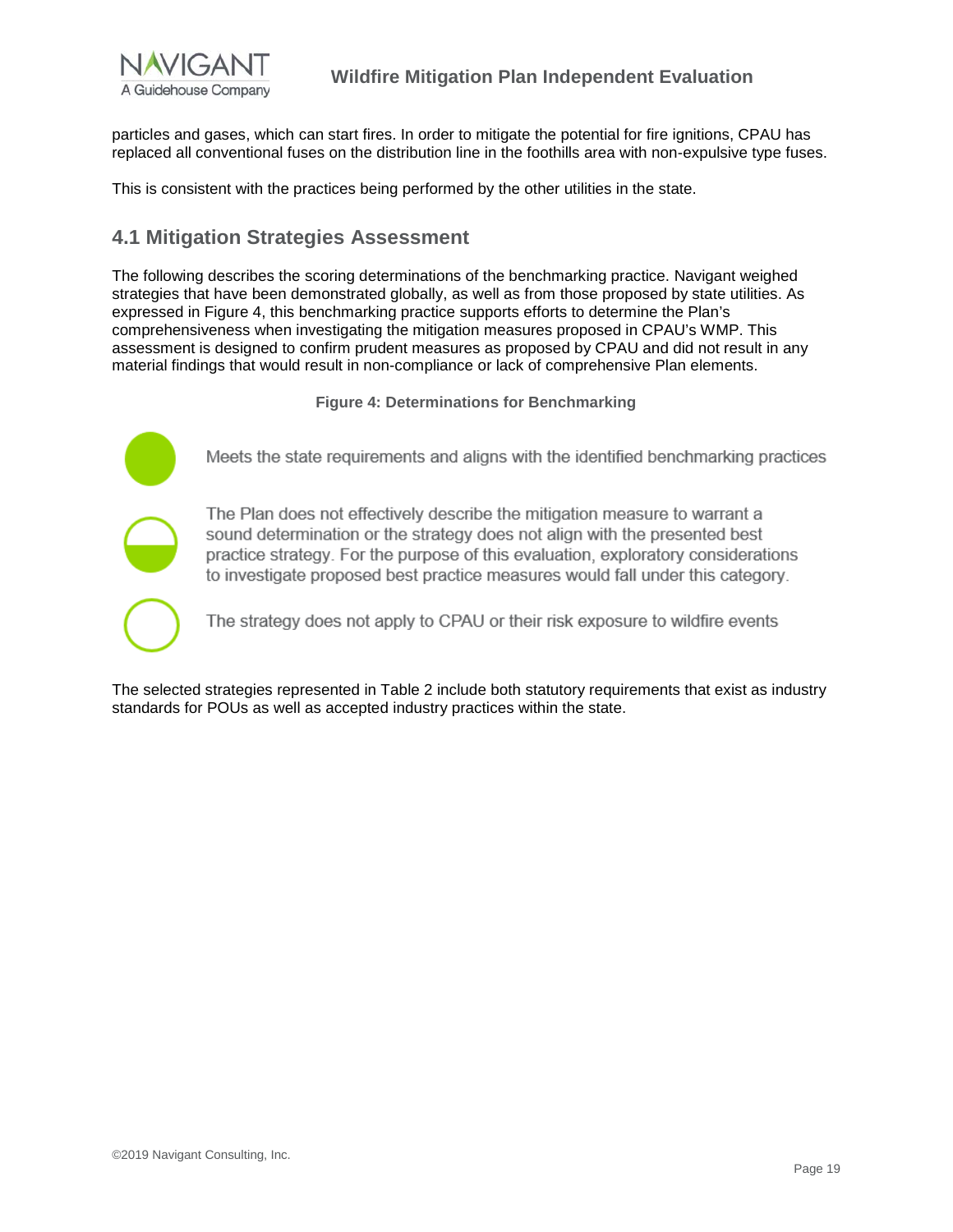particles and gases, which can start fires. In order to mitigate the potential for fire ignitions, CPAU has replaced all conventional fuses on the distribution line in the foothills area with non-expulsive type fuses.

This is consistent with the practices being performed by the other utilities in the state.

## 4.1 Mitigation Strategies Assessment

The following describes the scoring determinations of the benchmarking practice. Navigant weighed strategies that have been demonstrated globally, as well as from those proposed by state utilities. As expressed in Figure 4, this benchmarking practice supports efforts to determine the Plan's comprehensiveness when investigating the mitigation measures proposed in CPAU's WMP. This assessment is designed to confirm prudent measures as proposed by CPAU and did not result in any material findings that would result in non-compliance or lack of comprehensive Plan elements.

**Figure 4: Determinations for Benchmarking**

| Symbol | Determination |
| --- | --- |
| Full circle | Meets the state requirements and aligns with the identified benchmarking practices |
| Half circle | The Plan does not effectively describe the mitigation measure to warrant a sound determination or the strategy does not align with the presented best practice strategy. For the purpose of this evaluation, exploratory considerations to investigate proposed best practice measures would fall under this category. |
| Empty circle | The strategy does not apply to CPAU or their risk exposure to wildfire events |

The selected strategies represented in Table 2 include both statutory requirements that exist as industry standards for POUs as well as accepted industry practices within the state.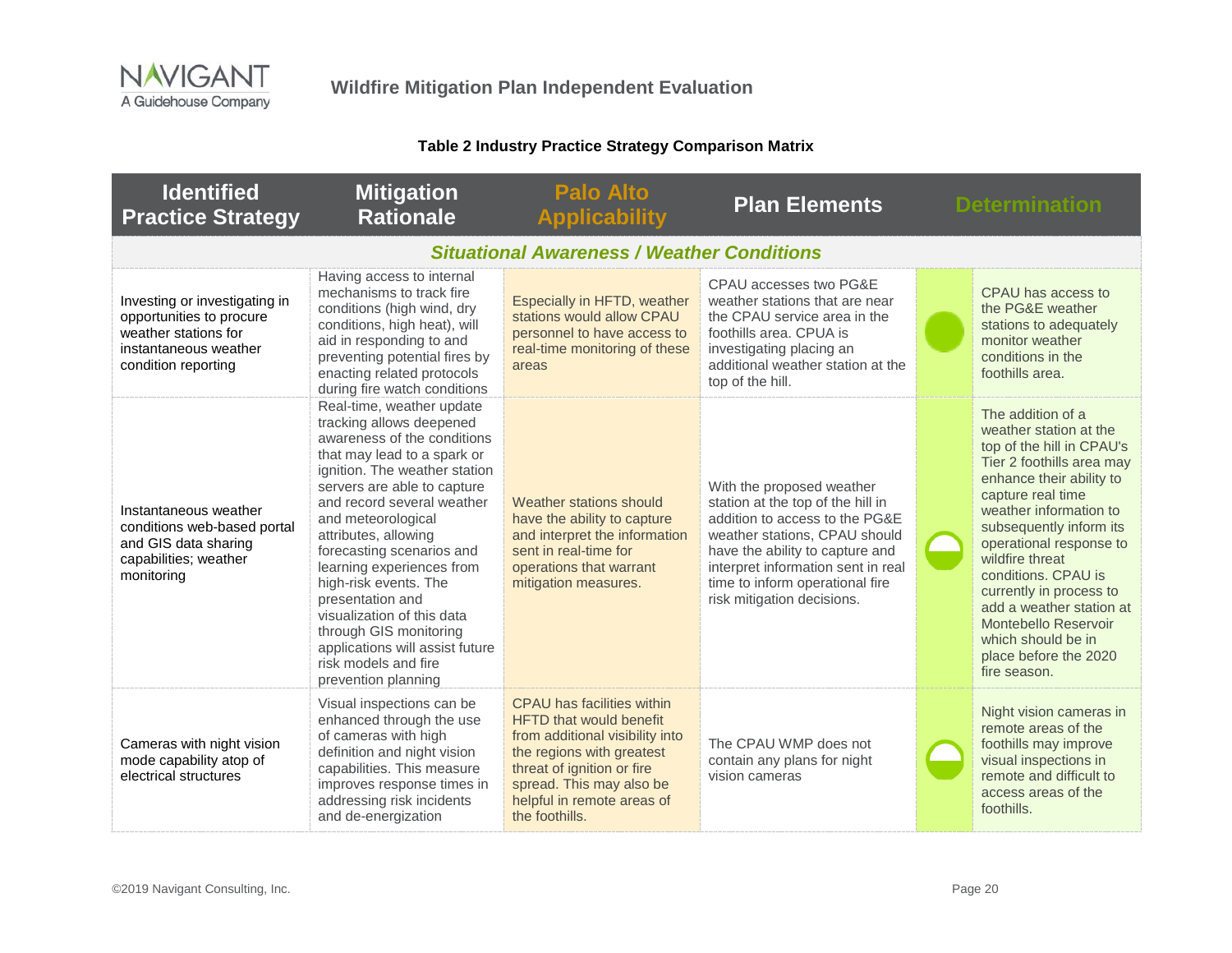**Table 2 Industry Practice Strategy Comparison Matrix**

| Identified Practice Strategy | Mitigation Rationale | Palo Alto Applicability | Plan Elements | Determination | |
|---|---|---|---|---|---|
| ***Situational Awareness / Weather Conditions*** | | | | | |
| Investing or investigating in opportunities to procure weather stations for instantaneous weather condition reporting | Having access to internal mechanisms to track fire conditions (high wind, dry conditions, high heat), will aid in responding to and preventing potential fires by enacting related protocols during fire watch conditions | Especially in HFTD, weather stations would allow CPAU personnel to have access to real-time monitoring of these areas | CPAU accesses two PG&E weather stations that are near the CPAU service area in the foothills area. CPUA is investigating placing an additional weather station at the top of the hill. | | CPAU has access to the PG&E weather stations to adequately monitor weather conditions in the foothills area. |
| Instantaneous weather conditions web-based portal and GIS data sharing capabilities; weather monitoring | Real-time, weather update tracking allows deepened awareness of the conditions that may lead to a spark or ignition. The weather station servers are able to capture and record several weather and meteorological attributes, allowing forecasting scenarios and learning experiences from high-risk events. The presentation and visualization of this data through GIS monitoring applications will assist future risk models and fire prevention planning | Weather stations should have the ability to capture and interpret the information sent in real-time for operations that warrant mitigation measures. | With the proposed weather station at the top of the hill in addition to access to the PG&E weather stations, CPAU should have the ability to capture and interpret information sent in real time to inform operational fire risk mitigation decisions. | | The addition of a weather station at the top of the hill in CPAU's Tier 2 foothills area may enhance their ability to capture real time weather information to subsequently inform its operational response to wildfire threat conditions. CPAU is currently in process to add a weather station at Montebello Reservoir which should be in place before the 2020 fire season. |
| Cameras with night vision mode capability atop of electrical structures | Visual inspections can be enhanced through the use of cameras with high definition and night vision capabilities. This measure improves response times in addressing risk incidents and de-energization | CPAU has facilities within HFTD that would benefit from additional visibility into the regions with greatest threat of ignition or fire spread. This may also be helpful in remote areas of the foothills. | The CPAU WMP does not contain any plans for night vision cameras | | Night vision cameras in remote areas of the foothills may improve visual inspections in remote and difficult to access areas of the foothills. |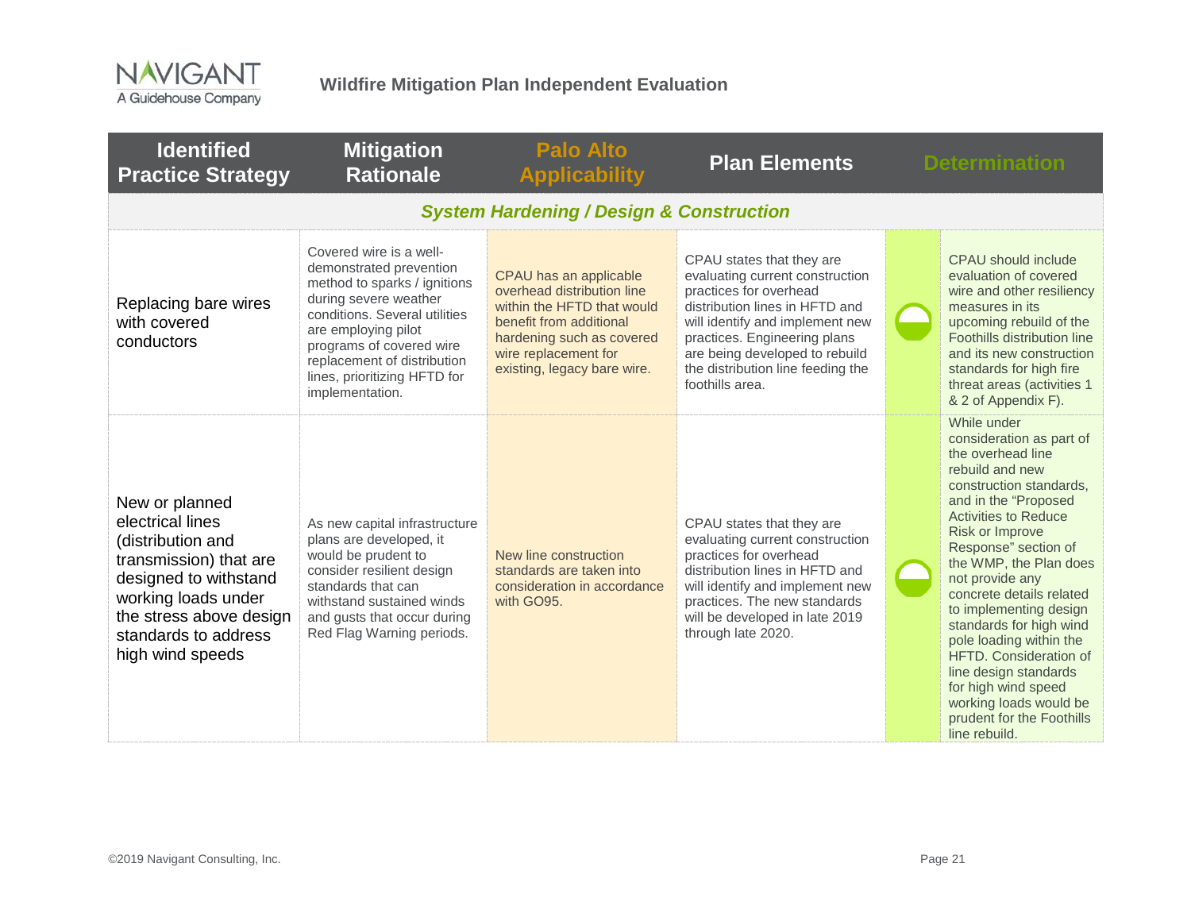| Identified Practice Strategy | Mitigation Rationale | Palo Alto Applicability | Plan Elements | Determination | |
|---|---|---|---|---|---|
| ***System Hardening / Design & Construction*** | | | | | |
| Replacing bare wires with covered conductors | Covered wire is a well-demonstrated prevention method to sparks / ignitions during severe weather conditions. Several utilities are employing pilot programs of covered wire replacement of distribution lines, prioritizing HFTD for implementation. | CPAU has an applicable overhead distribution line within the HFTD that would benefit from additional hardening such as covered wire replacement for existing, legacy bare wire. | CPAU states that they are evaluating current construction practices for overhead distribution lines in HFTD and will identify and implement new practices. Engineering plans are being developed to rebuild the distribution line feeding the foothills area. | | CPAU should include evaluation of covered wire and other resiliency measures in its upcoming rebuild of the Foothills distribution line and its new construction standards for high fire threat areas (activities 1 & 2 of Appendix F). |
| New or planned electrical lines (distribution and transmission) that are designed to withstand working loads under the stress above design standards to address high wind speeds | As new capital infrastructure plans are developed, it would be prudent to consider resilient design standards that can withstand sustained winds and gusts that occur during Red Flag Warning periods. | New line construction standards are taken into consideration in accordance with GO95. | CPAU states that they are evaluating current construction practices for overhead distribution lines in HFTD and will identify and implement new practices. The new standards will be developed in late 2019 through late 2020. | | While under consideration as part of the overhead line rebuild and new construction standards, and in the "Proposed Activities to Reduce Risk or Improve Response" section of the WMP, the Plan does not provide any concrete details related to implementing design standards for high wind pole loading within the HFTD. Consideration of line design standards for high wind speed working loads would be prudent for the Foothills line rebuild. |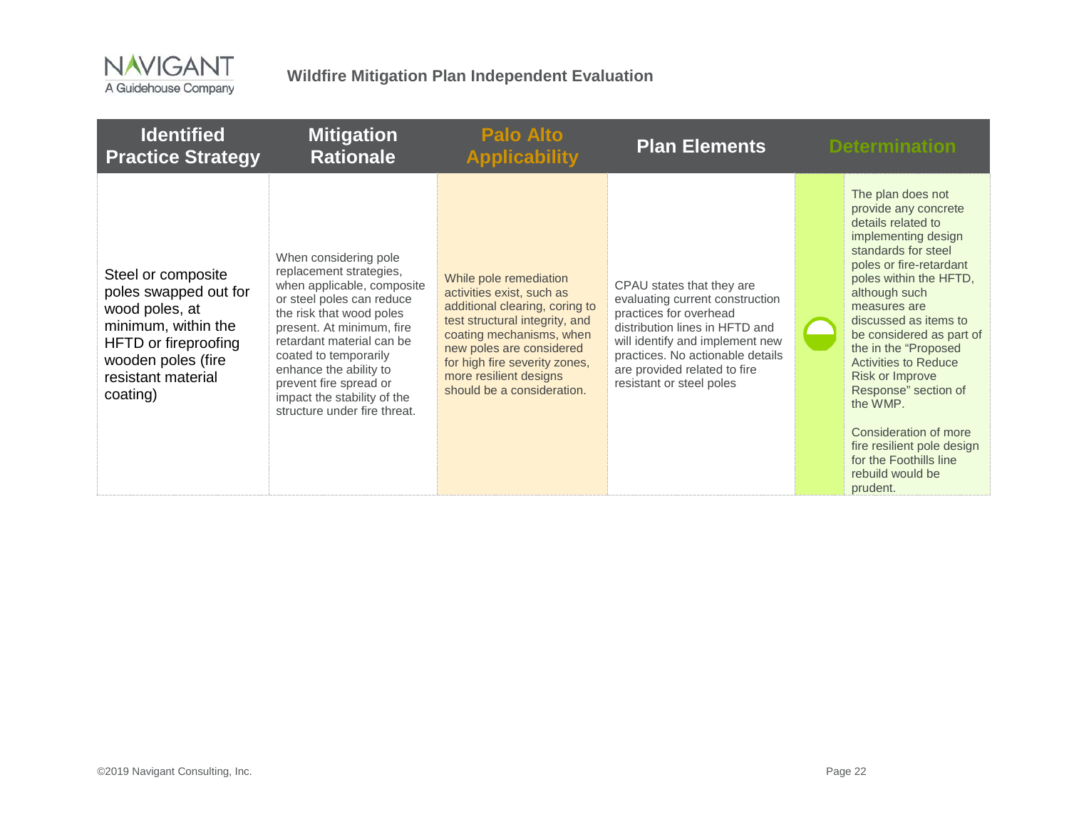| Identified Practice Strategy | Mitigation Rationale | Palo Alto Applicability | Plan Elements | Determination | |
|---|---|---|---|---|---|
| Steel or composite poles swapped out for wood poles, at minimum, within the HFTD or fireproofing wooden poles (fire resistant material coating) | When considering pole replacement strategies, when applicable, composite or steel poles can reduce the risk that wood poles present. At minimum, fire retardant material can be coated to temporarily enhance the ability to prevent fire spread or impact the stability of the structure under fire threat. | While pole remediation activities exist, such as additional clearing, coring to test structural integrity, and coating mechanisms, when new poles are considered for high fire severity zones, more resilient designs should be a consideration. | CPAU states that they are evaluating current construction practices for overhead distribution lines in HFTD and will identify and implement new practices. No actionable details are provided related to fire resistant or steel poles | ◒ | The plan does not provide any concrete details related to implementing design standards for steel poles or fire-retardant poles within the HFTD, although such measures are discussed as items to be considered as part of the in the "Proposed Activities to Reduce Risk or Improve Response" section of the WMP.<br><br>Consideration of more fire resilient pole design for the Foothills line rebuild would be prudent. |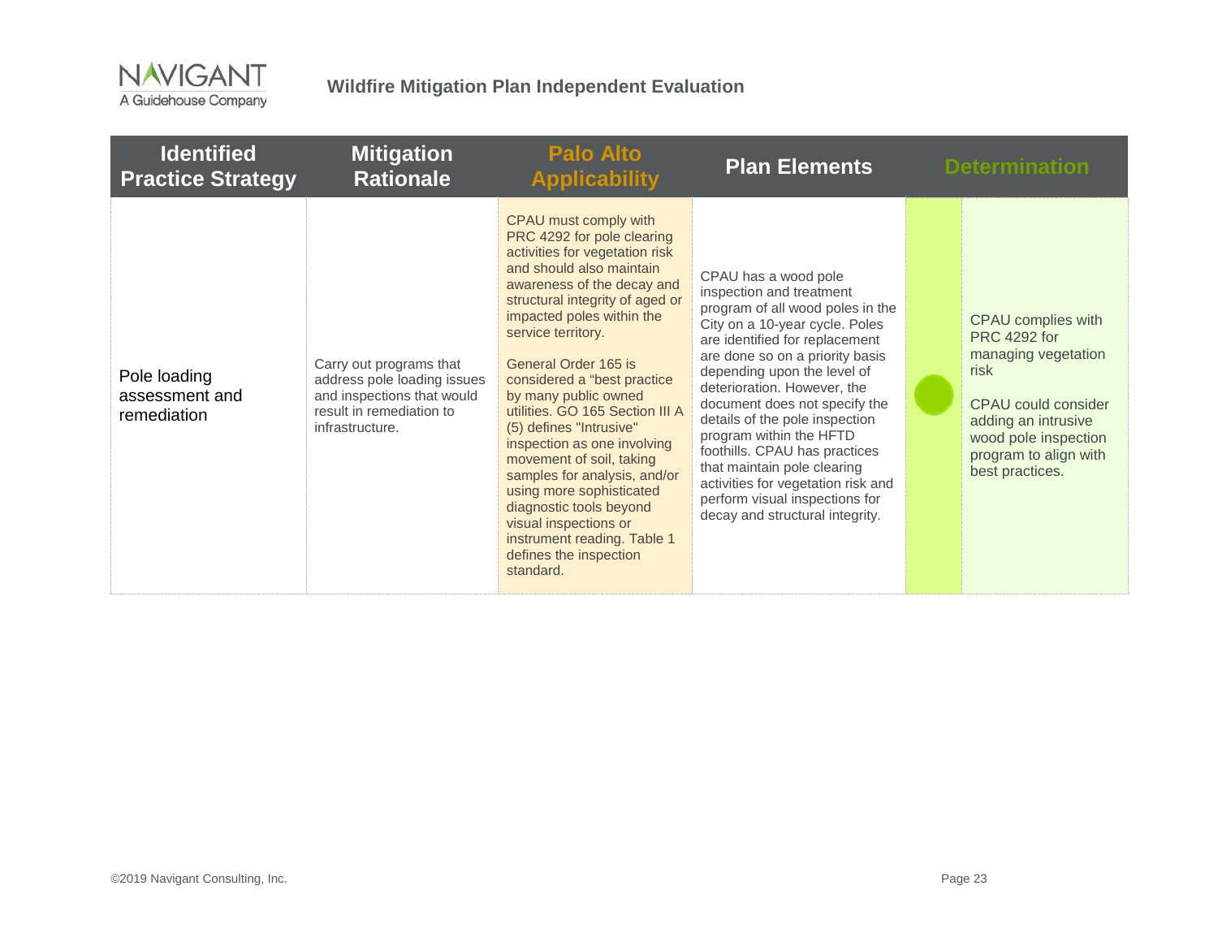| Identified Practice Strategy | Mitigation Rationale | Palo Alto Applicability | Plan Elements | Determination | |
|---|---|---|---|---|---|
| Pole loading assessment and remediation | Carry out programs that address pole loading issues and inspections that would result in remediation to infrastructure. | CPAU must comply with PRC 4292 for pole clearing activities for vegetation risk and should also maintain awareness of the decay and structural integrity of aged or impacted poles within the service territory.<br><br>General Order 165 is considered a "best practice by many public owned utilities. GO 165 Section III A (5) defines "Intrusive" inspection as one involving movement of soil, taking samples for analysis, and/or using more sophisticated diagnostic tools beyond visual inspections or instrument reading. Table 1 defines the inspection standard. | CPAU has a wood pole inspection and treatment program of all wood poles in the City on a 10-year cycle. Poles are identified for replacement are done so on a priority basis depending upon the level of deterioration. However, the document does not specify the details of the pole inspection program within the HFTD foothills. CPAU has practices that maintain pole clearing activities for vegetation risk and perform visual inspections for decay and structural integrity. | ● | CPAU complies with PRC 4292 for managing vegetation risk<br><br>CPAU could consider adding an intrusive wood pole inspection program to align with best practices. |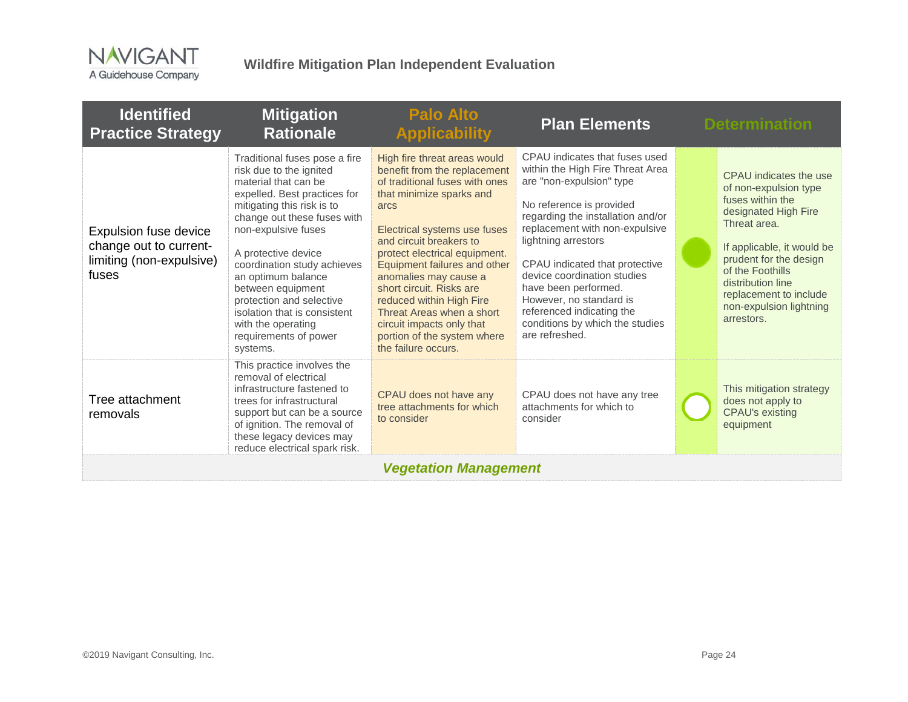| Identified Practice Strategy | Mitigation Rationale | Palo Alto Applicability | Plan Elements | Determination | |
|---|---|---|---|---|---|
| Expulsion fuse device change out to current-limiting (non-expulsive) fuses | Traditional fuses pose a fire risk due to the ignited material that can be expelled. Best practices for mitigating this risk is to change out these fuses with non-expulsive fuses<br><br>A protective device coordination study achieves an optimum balance between equipment protection and selective isolation that is consistent with the operating requirements of power systems. | High fire threat areas would benefit from the replacement of traditional fuses with ones that minimize sparks and arcs<br><br>Electrical systems use fuses and circuit breakers to protect electrical equipment. Equipment failures and other anomalies may cause a short circuit. Risks are reduced within High Fire Threat Areas when a short circuit impacts only that portion of the system where the failure occurs. | CPAU indicates that fuses used within the High Fire Threat Area are "non-expulsion" type<br><br>No reference is provided regarding the installation and/or replacement with non-expulsive lightning arrestors<br><br>CPAU indicated that protective device coordination studies have been performed. However, no standard is referenced indicating the conditions by which the studies are refreshed. | ● | CPAU indicates the use of non-expulsion type fuses within the designated High Fire Threat area.<br><br>If applicable, it would be prudent for the design of the Foothills distribution line replacement to include non-expulsion lightning arrestors. |
| Tree attachment removals | This practice involves the removal of electrical infrastructure fastened to trees for infrastructural support but can be a source of ignition. The removal of these legacy devices may reduce electrical spark risk. | CPAU does not have any tree attachments for which to consider | CPAU does not have any tree attachments for which to consider | ○ | This mitigation strategy does not apply to CPAU's existing equipment |
| ***Vegetation Management*** | | | | | |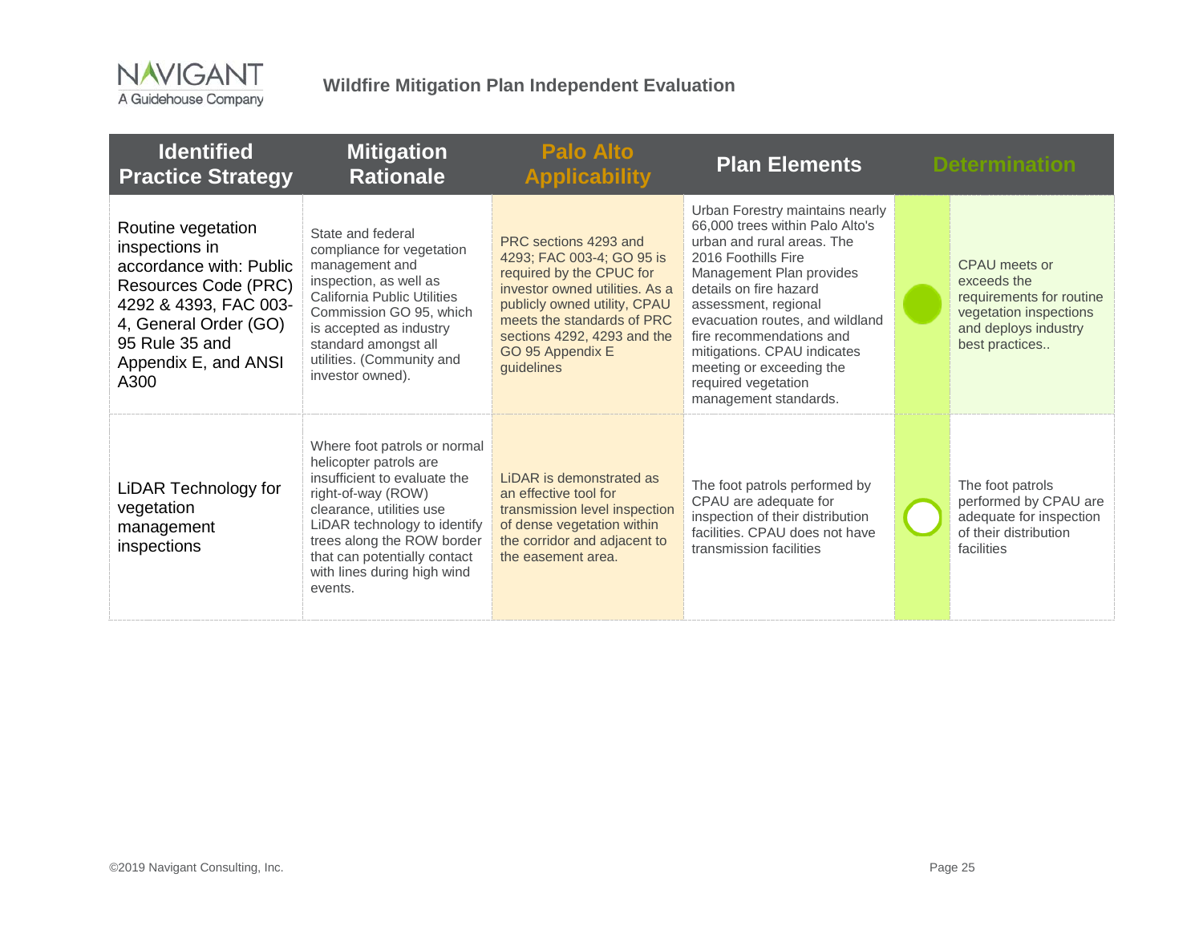| Identified Practice Strategy | Mitigation Rationale | Palo Alto Applicability | Plan Elements | Determination | |
|---|---|---|---|---|---|
| Routine vegetation inspections in accordance with: Public Resources Code (PRC) 4292 & 4393, FAC 003-4, General Order (GO) 95 Rule 35 and Appendix E, and ANSI A300 | State and federal compliance for vegetation management and inspection, as well as California Public Utilities Commission GO 95, which is accepted as industry standard amongst all utilities. (Community and investor owned). | PRC sections 4293 and 4293; FAC 003-4; GO 95 is required by the CPUC for investor owned utilities. As a publicly owned utility, CPAU meets the standards of PRC sections 4292, 4293 and the GO 95 Appendix E guidelines | Urban Forestry maintains nearly 66,000 trees within Palo Alto's urban and rural areas. The 2016 Foothills Fire Management Plan provides details on fire hazard assessment, regional evacuation routes, and wildland fire recommendations and mitigations. CPAU indicates meeting or exceeding the required vegetation management standards. | ● | CPAU meets or exceeds the requirements for routine vegetation inspections and deploys industry best practices.. |
| LiDAR Technology for vegetation management inspections | Where foot patrols or normal helicopter patrols are insufficient to evaluate the right-of-way (ROW) clearance, utilities use LiDAR technology to identify trees along the ROW border that can potentially contact with lines during high wind events. | LiDAR is demonstrated as an effective tool for transmission level inspection of dense vegetation within the corridor and adjacent to the easement area. | The foot patrols performed by CPAU are adequate for inspection of their distribution facilities. CPAU does not have transmission facilities | ○ | The foot patrols performed by CPAU are adequate for inspection of their distribution facilities |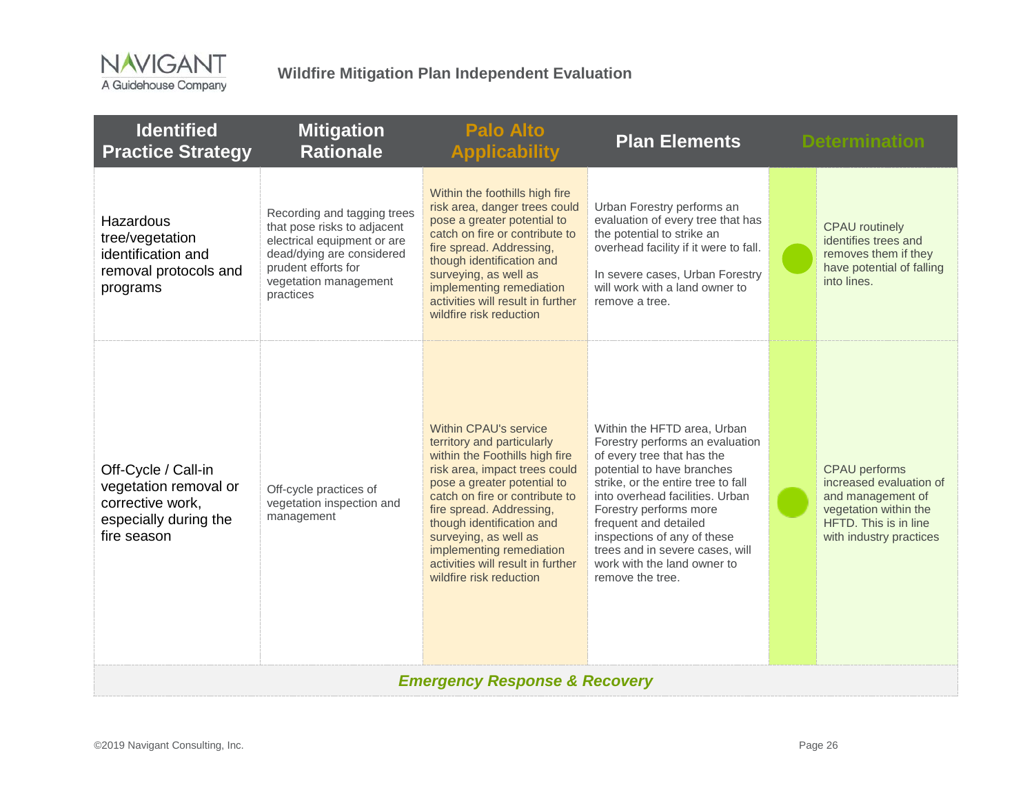| Identified Practice Strategy | Mitigation Rationale | Palo Alto Applicability | Plan Elements | Determination | |
|---|---|---|---|---|---|
| Hazardous tree/vegetation identification and removal protocols and programs | Recording and tagging trees that pose risks to adjacent electrical equipment or are dead/dying are considered prudent efforts for vegetation management practices | Within the foothills high fire risk area, danger trees could pose a greater potential to catch on fire or contribute to fire spread. Addressing, though identification and surveying, as well as implementing remediation activities will result in further wildfire risk reduction | Urban Forestry performs an evaluation of every tree that has the potential to strike an overhead facility if it were to fall.<br><br>In severe cases, Urban Forestry will work with a land owner to remove a tree. | ● | CPAU routinely identifies trees and removes them if they have potential of falling into lines. |
| Off-Cycle / Call-in vegetation removal or corrective work, especially during the fire season | Off-cycle practices of vegetation inspection and management | Within CPAU's service territory and particularly within the Foothills high fire risk area, impact trees could pose a greater potential to catch on fire or contribute to fire spread. Addressing, though identification and surveying, as well as implementing remediation activities will result in further wildfire risk reduction | Within the HFTD area, Urban Forestry performs an evaluation of every tree that has the potential to have branches strike, or the entire tree to fall into overhead facilities. Urban Forestry performs more frequent and detailed inspections of any of these trees and in severe cases, will work with the land owner to remove the tree. | ● | CPAU performs increased evaluation of and management of vegetation within the HFTD. This is in line with industry practices |
| ***Emergency Response & Recovery*** | | | | | |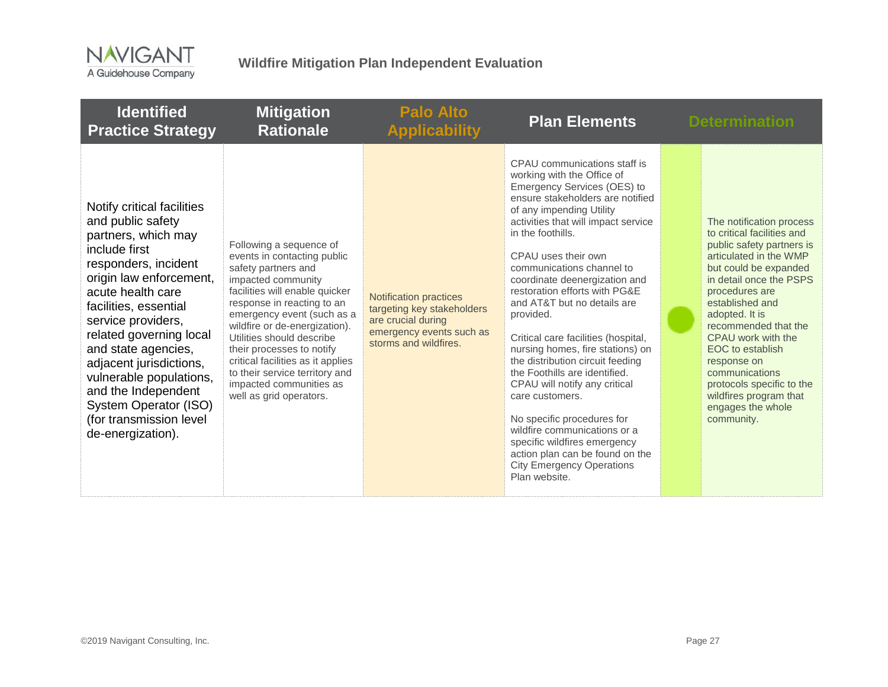| Identified Practice Strategy | Mitigation Rationale | Palo Alto Applicability | Plan Elements | Determination | |
|---|---|---|---|---|---|
| Notify critical facilities and public safety partners, which may include first responders, incident origin law enforcement, acute health care facilities, essential service providers, related governing local and state agencies, adjacent jurisdictions, vulnerable populations, and the Independent System Operator (ISO) (for transmission level de-energization). | Following a sequence of events in contacting public safety partners and impacted community facilities will enable quicker response in reacting to an emergency event (such as a wildfire or de-energization). Utilities should describe their processes to notify critical facilities as it applies to their service territory and impacted communities as well as grid operators. | Notification practices targeting key stakeholders are crucial during emergency events such as storms and wildfires. | CPAU communications staff is working with the Office of Emergency Services (OES) to ensure stakeholders are notified of any impending Utility activities that will impact service in the foothills.<br><br>CPAU uses their own communications channel to coordinate deenergization and restoration efforts with PG&E and AT&T but no details are provided.<br><br>Critical care facilities (hospital, nursing homes, fire stations) on the distribution circuit feeding the Foothills are identified. CPAU will notify any critical care customers.<br><br>No specific procedures for wildfire communications or a specific wildfires emergency action plan can be found on the City Emergency Operations Plan website. | ● | The notification process to critical facilities and public safety partners is articulated in the WMP but could be expanded in detail once the PSPS procedures are established and adopted. It is recommended that the CPAU work with the EOC to establish response on communications protocols specific to the wildfires program that engages the whole community. |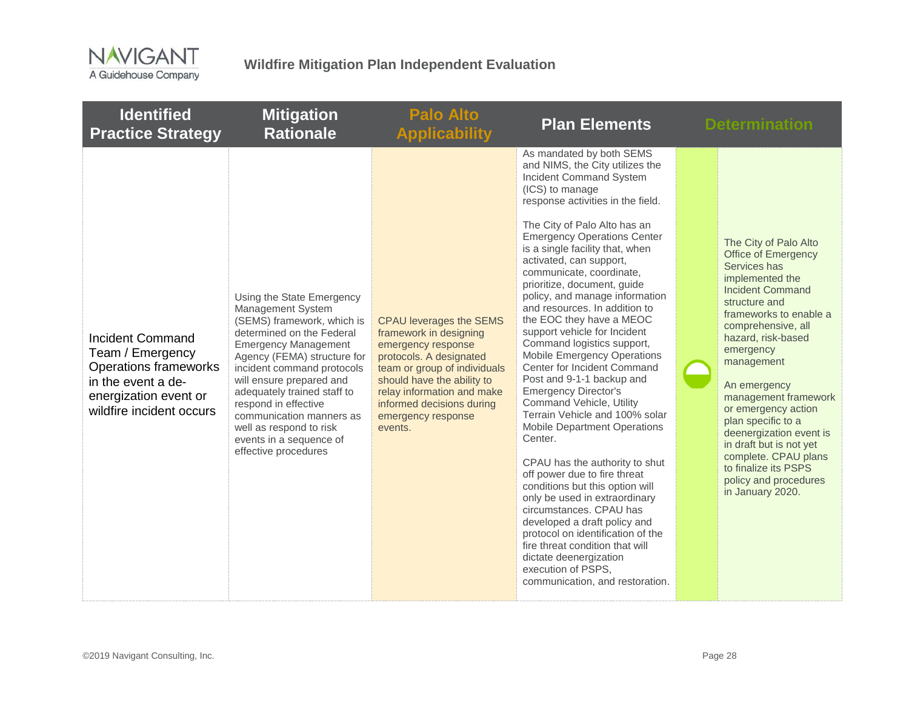| Identified Practice Strategy | Mitigation Rationale | Palo Alto Applicability | Plan Elements | Determination | |
|---|---|---|---|---|---|
| Incident Command Team / Emergency Operations frameworks in the event a de-energization event or wildfire incident occurs | Using the State Emergency Management System (SEMS) framework, which is determined on the Federal Emergency Management Agency (FEMA) structure for incident command protocols will ensure prepared and adequately trained staff to respond in effective communication manners as well as respond to risk events in a sequence of effective procedures | CPAU leverages the SEMS framework in designing emergency response protocols. A designated team or group of individuals should have the ability to relay information and make informed decisions during emergency response events. | As mandated by both SEMS and NIMS, the City utilizes the Incident Command System (ICS) to manage response activities in the field.<br><br>The City of Palo Alto has an Emergency Operations Center is a single facility that, when activated, can support, communicate, coordinate, prioritize, document, guide policy, and manage information and resources. In addition to the EOC they have a MEOC support vehicle for Incident Command logistics support, Mobile Emergency Operations Center for Incident Command Post and 9-1-1 backup and Emergency Director's Command Vehicle, Utility Terrain Vehicle and 100% solar Mobile Department Operations Center.<br><br>CPAU has the authority to shut off power due to fire threat conditions but this option will only be used in extraordinary circumstances. CPAU has developed a draft policy and protocol on identification of the fire threat condition that will dictate deenergization execution of PSPS, communication, and restoration. | ◒ | The City of Palo Alto Office of Emergency Services has implemented the Incident Command structure and frameworks to enable a comprehensive, all hazard, risk-based emergency management<br><br>An emergency management framework or emergency action plan specific to a deenergization event is in draft but is not yet complete. CPAU plans to finalize its PSPS policy and procedures in January 2020. |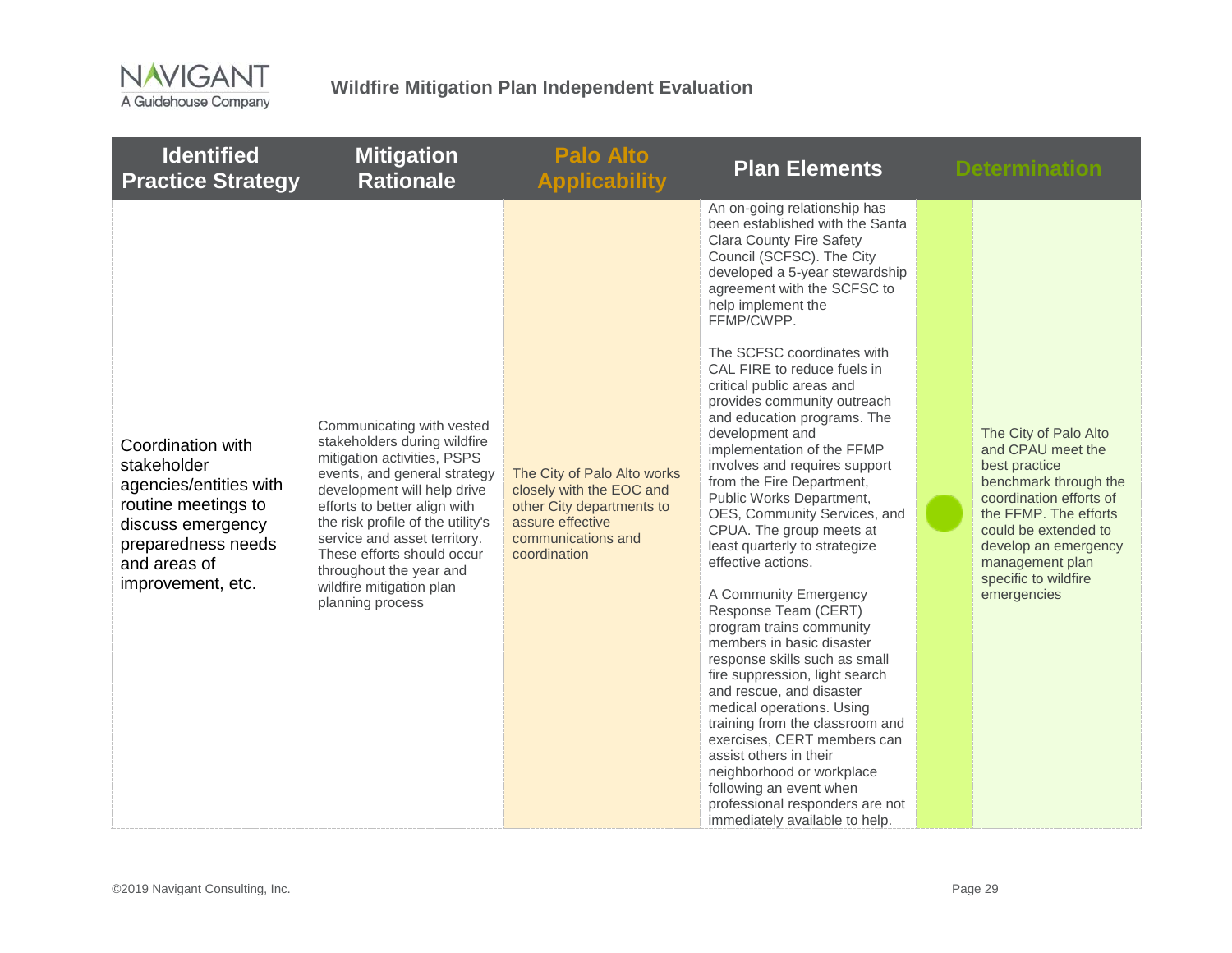| Identified Practice Strategy | Mitigation Rationale | Palo Alto Applicability | Plan Elements | Determination | |
|---|---|---|---|---|---|
| Coordination with stakeholder agencies/entities with routine meetings to discuss emergency preparedness needs and areas of improvement, etc. | Communicating with vested stakeholders during wildfire mitigation activities, PSPS events, and general strategy development will help drive efforts to better align with the risk profile of the utility's service and asset territory. These efforts should occur throughout the year and wildfire mitigation plan planning process | The City of Palo Alto works closely with the EOC and other City departments to assure effective communications and coordination | An on-going relationship has been established with the Santa Clara County Fire Safety Council (SCFSC). The City developed a 5-year stewardship agreement with the SCFSC to help implement the FFMP/CWPP.<br><br>The SCFSC coordinates with CAL FIRE to reduce fuels in critical public areas and provides community outreach and education programs. The development and implementation of the FFMP involves and requires support from the Fire Department, Public Works Department, OES, Community Services, and CPUA. The group meets at least quarterly to strategize effective actions.<br><br>A Community Emergency Response Team (CERT) program trains community members in basic disaster response skills such as small fire suppression, light search and rescue, and disaster medical operations. Using training from the classroom and exercises, CERT members can assist others in their neighborhood or workplace following an event when professional responders are not immediately available to help. | ● | The City of Palo Alto and CPAU meet the best practice benchmark through the coordination efforts of the FFMP. The efforts could be extended to develop an emergency management plan specific to wildfire emergencies |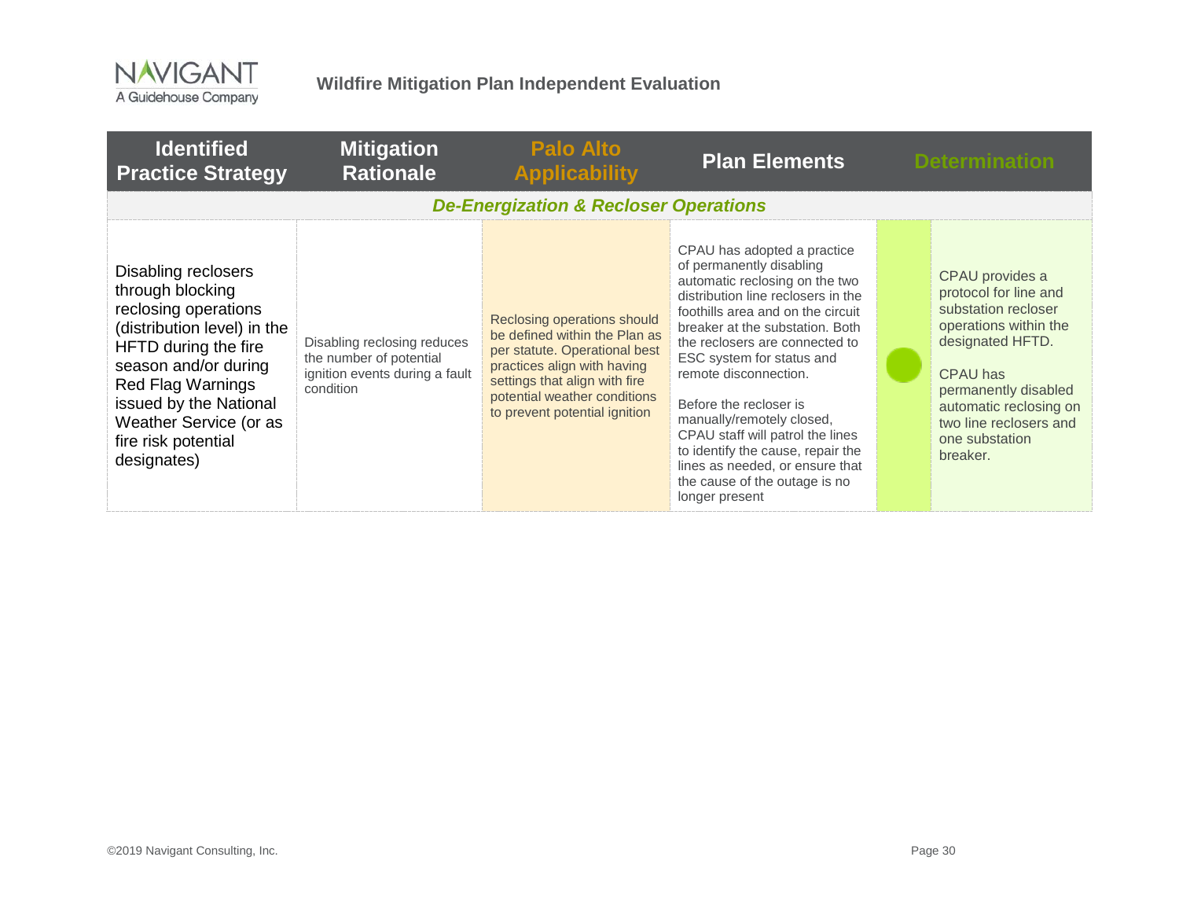| Identified Practice Strategy | Mitigation Rationale | Palo Alto Applicability | Plan Elements | Determination | |
|---|---|---|---|---|---|
| ***De-Energization & Recloser Operations*** | | | | | |
| Disabling reclosers through blocking reclosing operations (distribution level) in the HFTD during the fire season and/or during Red Flag Warnings issued by the National Weather Service (or as fire risk potential designates) | Disabling reclosing reduces the number of potential ignition events during a fault condition | Reclosing operations should be defined within the Plan as per statute. Operational best practices align with having settings that align with fire potential weather conditions to prevent potential ignition | CPAU has adopted a practice of permanently disabling automatic reclosing on the two distribution line reclosers in the foothills area and on the circuit breaker at the substation. Both the reclosers are connected to ESC system for status and remote disconnection.<br><br>Before the recloser is manually/remotely closed, CPAU staff will patrol the lines to identify the cause, repair the lines as needed, or ensure that the cause of the outage is no longer present | ● | CPAU provides a protocol for line and substation recloser operations within the designated HFTD.<br><br>CPAU has permanently disabled automatic reclosing on two line reclosers and one substation breaker. |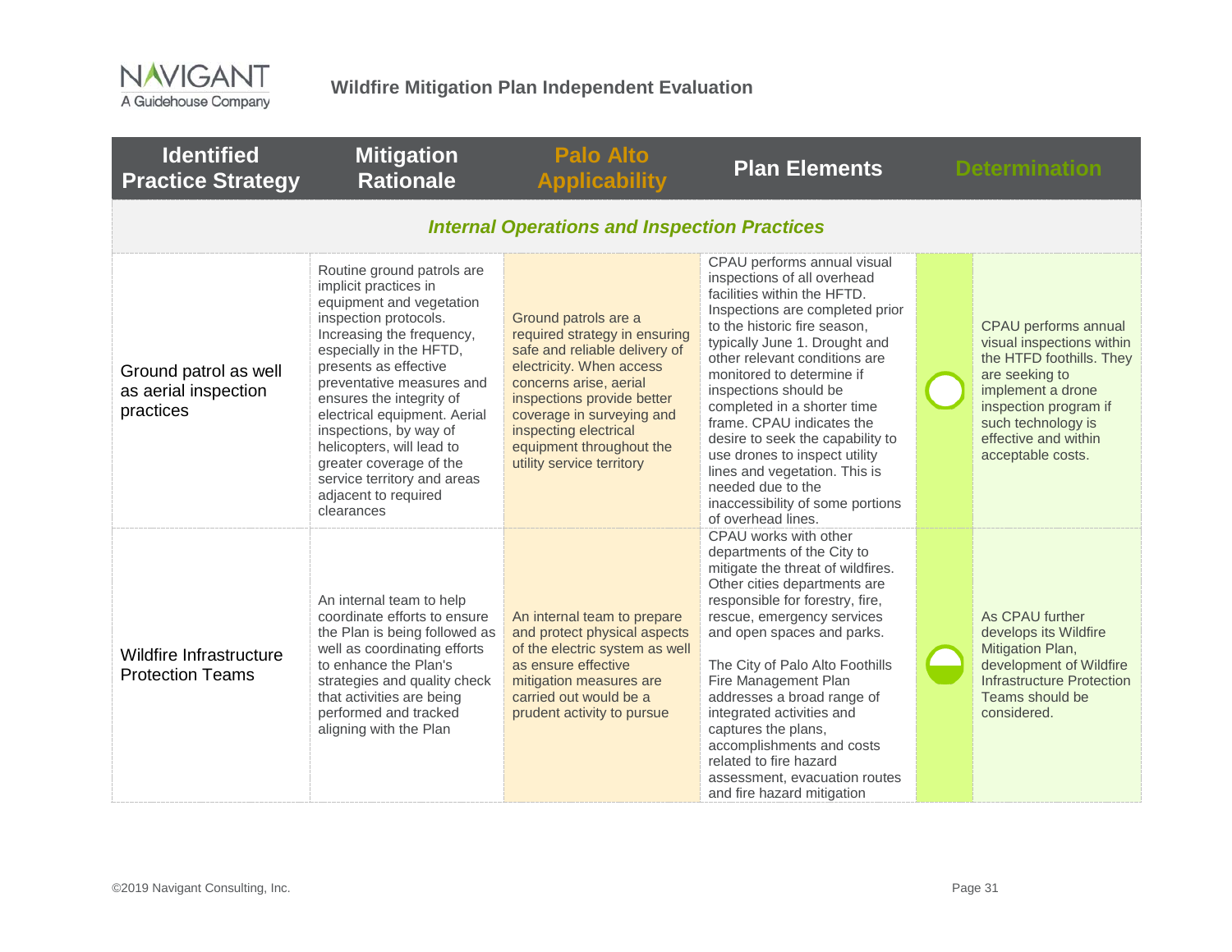| Identified Practice Strategy | Mitigation Rationale | Palo Alto Applicability | Plan Elements | Determination | |
|---|---|---|---|---|---|
| ***Internal Operations and Inspection Practices*** | | | | | |
| Ground patrol as well as aerial inspection practices | Routine ground patrols are implicit practices in equipment and vegetation inspection protocols. Increasing the frequency, especially in the HFTD, presents as effective preventative measures and ensures the integrity of electrical equipment. Aerial inspections, by way of helicopters, will lead to greater coverage of the service territory and areas adjacent to required clearances | Ground patrols are a required strategy in ensuring safe and reliable delivery of electricity. When access concerns arise, aerial inspections provide better coverage in surveying and inspecting electrical equipment throughout the utility service territory | CPAU performs annual visual inspections of all overhead facilities within the HFTD. Inspections are completed prior to the historic fire season, typically June 1. Drought and other relevant conditions are monitored to determine if inspections should be completed in a shorter time frame. CPAU indicates the desire to seek the capability to use drones to inspect utility lines and vegetation. This is needed due to the inaccessibility of some portions of overhead lines. | ○ | CPAU performs annual visual inspections within the HTFD foothills. They are seeking to implement a drone inspection program if such technology is effective and within acceptable costs. |
| Wildfire Infrastructure Protection Teams | An internal team to help coordinate efforts to ensure the Plan is being followed as well as coordinating efforts to enhance the Plan's strategies and quality check that activities are being performed and tracked aligning with the Plan | An internal team to prepare and protect physical aspects of the electric system as well as ensure effective mitigation measures are carried out would be a prudent activity to pursue | CPAU works with other departments of the City to mitigate the threat of wildfires. Other cities departments are responsible for forestry, fire, rescue, emergency services and open spaces and parks.<br><br>The City of Palo Alto Foothills Fire Management Plan addresses a broad range of integrated activities and captures the plans, accomplishments and costs related to fire hazard assessment, evacuation routes and fire hazard mitigation | ◒ | As CPAU further develops its Wildfire Mitigation Plan, development of Wildfire Infrastructure Protection Teams should be considered. |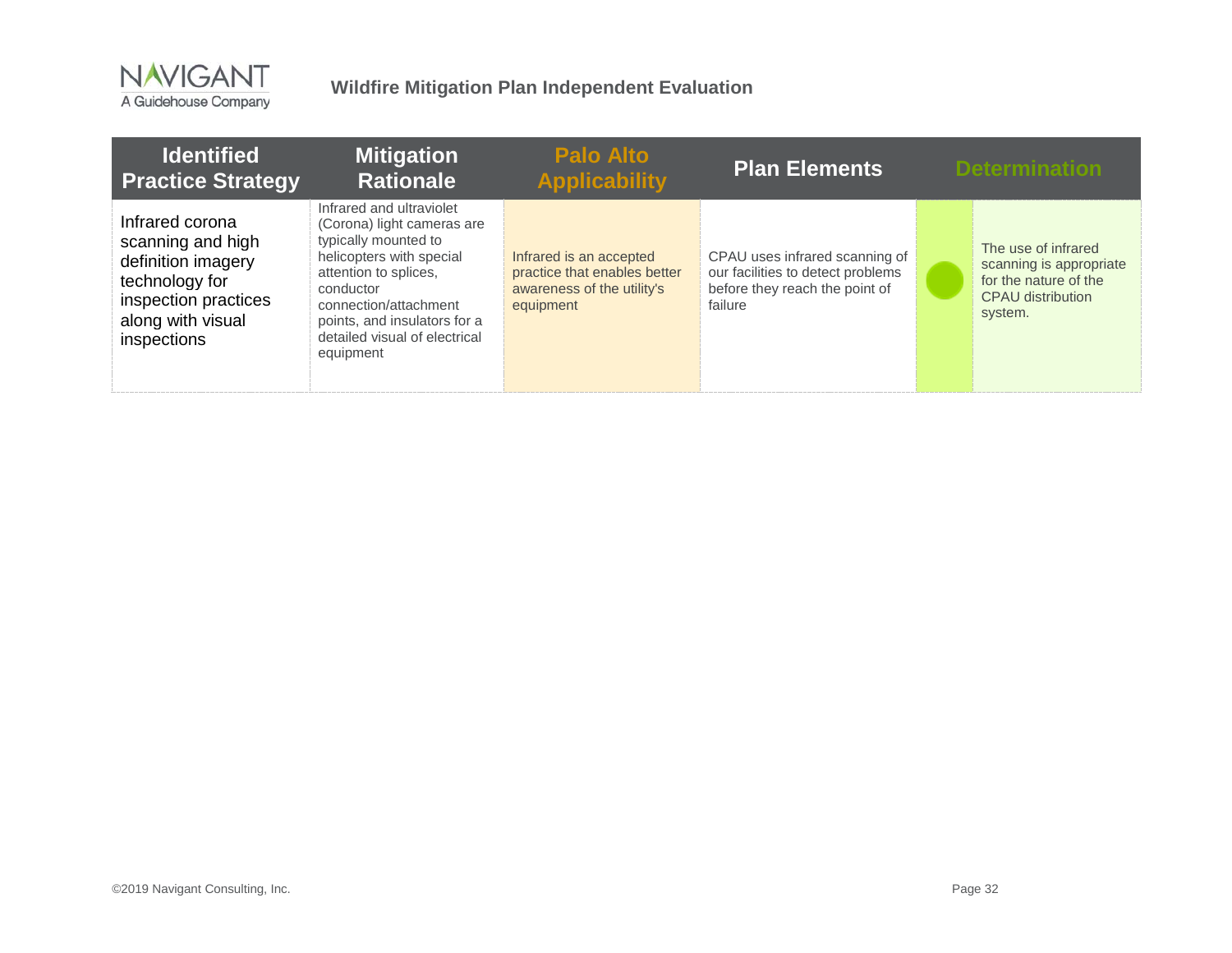| Identified Practice Strategy | Mitigation Rationale | Palo Alto Applicability | Plan Elements | Determination | |
|---|---|---|---|---|---|
| Infrared corona scanning and high definition imagery technology for inspection practices along with visual inspections | Infrared and ultraviolet (Corona) light cameras are typically mounted to helicopters with special attention to splices, conductor connection/attachment points, and insulators for a detailed visual of electrical equipment | Infrared is an accepted practice that enables better awareness of the utility's equipment | CPAU uses infrared scanning of our facilities to detect problems before they reach the point of failure | ● | The use of infrared scanning is appropriate for the nature of the CPAU distribution system. |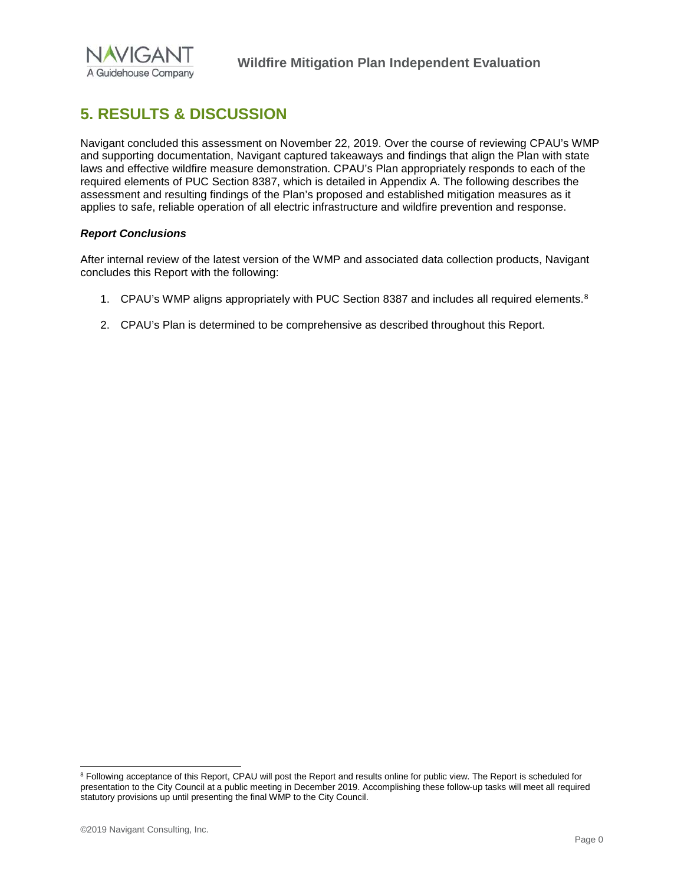# 5. RESULTS & DISCUSSION

Navigant concluded this assessment on November 22, 2019. Over the course of reviewing CPAU's WMP and supporting documentation, Navigant captured takeaways and findings that align the Plan with state laws and effective wildfire measure demonstration. CPAU's Plan appropriately responds to each of the required elements of PUC Section 8387, which is detailed in Appendix A. The following describes the assessment and resulting findings of the Plan's proposed and established mitigation measures as it applies to safe, reliable operation of all electric infrastructure and wildfire prevention and response.

***Report Conclusions***

After internal review of the latest version of the WMP and associated data collection products, Navigant concludes this Report with the following:

1. CPAU's WMP aligns appropriately with PUC Section 8387 and includes all required elements.[8]
2. CPAU's Plan is determined to be comprehensive as described throughout this Report.

[8] Following acceptance of this Report, CPAU will post the Report and results online for public view. The Report is scheduled for presentation to the City Council at a public meeting in December 2019. Accomplishing these follow-up tasks will meet all required statutory provisions up until presenting the final WMP to the City Council.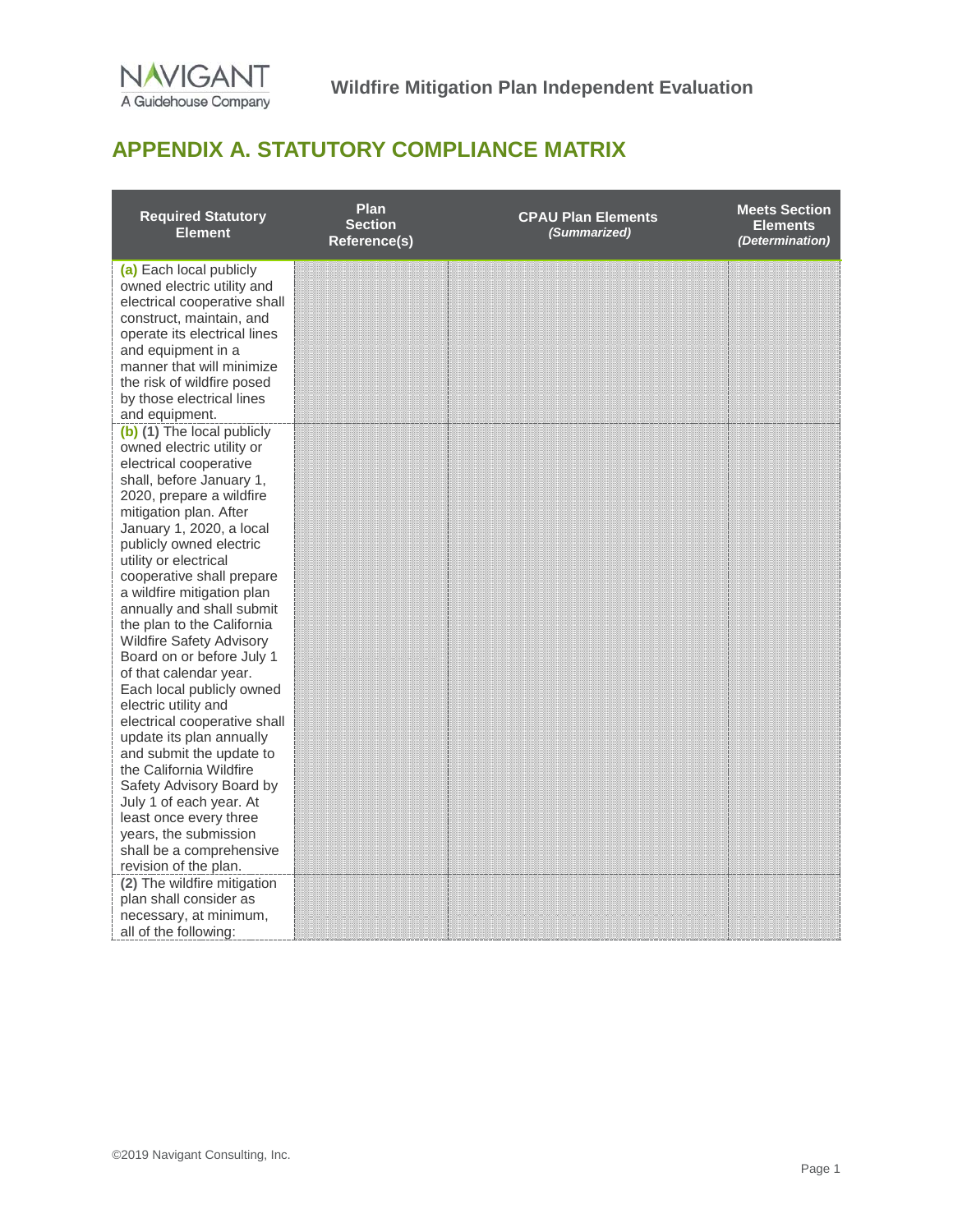## APPENDIX A. STATUTORY COMPLIANCE MATRIX

| Required Statutory Element | Plan Section Reference(s) | CPAU Plan Elements *(Summarized)* | Meets Section Elements *(Determination)* |
|---|---|---|---|
| **(a)** Each local publicly owned electric utility and electrical cooperative shall construct, maintain, and operate its electrical lines and equipment in a manner that will minimize the risk of wildfire posed by those electrical lines and equipment. | | | |
| **(b)** **(1)** The local publicly owned electric utility or electrical cooperative shall, before January 1, 2020, prepare a wildfire mitigation plan. After January 1, 2020, a local publicly owned electric utility or electrical cooperative shall prepare a wildfire mitigation plan annually and shall submit the plan to the California Wildfire Safety Advisory Board on or before July 1 of that calendar year. Each local publicly owned electric utility and electrical cooperative shall update its plan annually and submit the update to the California Wildfire Safety Advisory Board by July 1 of each year. At least once every three years, the submission shall be a comprehensive revision of the plan. | | | |
| **(2)** The wildfire mitigation plan shall consider as necessary, at minimum, all of the following: | | | |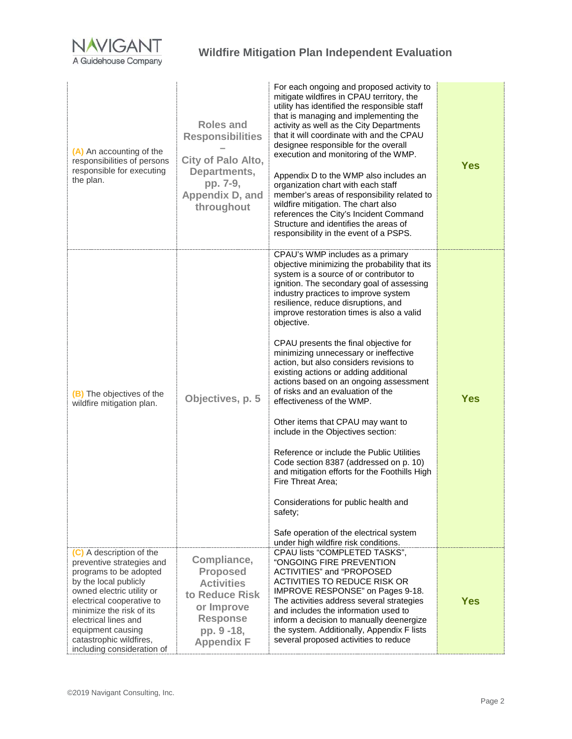| | | | |
|---|---|---|---|
| **(A)** An accounting of the responsibilities of persons responsible for executing the plan. | **Roles and Responsibilities – City of Palo Alto, Departments, pp. 7-9, Appendix D, and throughout** | For each ongoing and proposed activity to mitigate wildfires in CPAU territory, the utility has identified the responsible staff that is managing and implementing the activity as well as the City Departments that it will coordinate with and the CPAU designee responsible for the overall execution and monitoring of the WMP.<br><br>Appendix D to the WMP also includes an organization chart with each staff member's areas of responsibility related to wildfire mitigation. The chart also references the City's Incident Command Structure and identifies the areas of responsibility in the event of a PSPS. | **Yes** |
| **(B)** The objectives of the wildfire mitigation plan. | **Objectives, p. 5** | CPAU's WMP includes as a primary objective minimizing the probability that its system is a source of or contributor to ignition. The secondary goal of assessing industry practices to improve system resilience, reduce disruptions, and improve restoration times is also a valid objective.<br><br>CPAU presents the final objective for minimizing unnecessary or ineffective action, but also considers revisions to existing actions or adding additional actions based on an ongoing assessment of risks and an evaluation of the effectiveness of the WMP.<br><br>Other items that CPAU may want to include in the Objectives section:<br><br>Reference or include the Public Utilities Code section 8387 (addressed on p. 10) and mitigation efforts for the Foothills High Fire Threat Area;<br><br>Considerations for public health and safety;<br><br>Safe operation of the electrical system under high wildfire risk conditions. | **Yes** |
| **(C)** A description of the preventive strategies and programs to be adopted by the local publicly owned electric utility or electrical cooperative to minimize the risk of its electrical lines and equipment causing catastrophic wildfires, including consideration of | **Compliance, Proposed Activities to Reduce Risk or Improve Response pp. 9 -18, Appendix F** | CPAU lists "COMPLETED TASKS", "ONGOING FIRE PREVENTION ACTIVITIES" and "PROPOSED ACTIVITIES TO REDUCE RISK OR IMPROVE RESPONSE" on Pages 9-18. The activities address several strategies and includes the information used to inform a decision to manually deenergize the system. Additionally, Appendix F lists several proposed activities to reduce | **Yes** |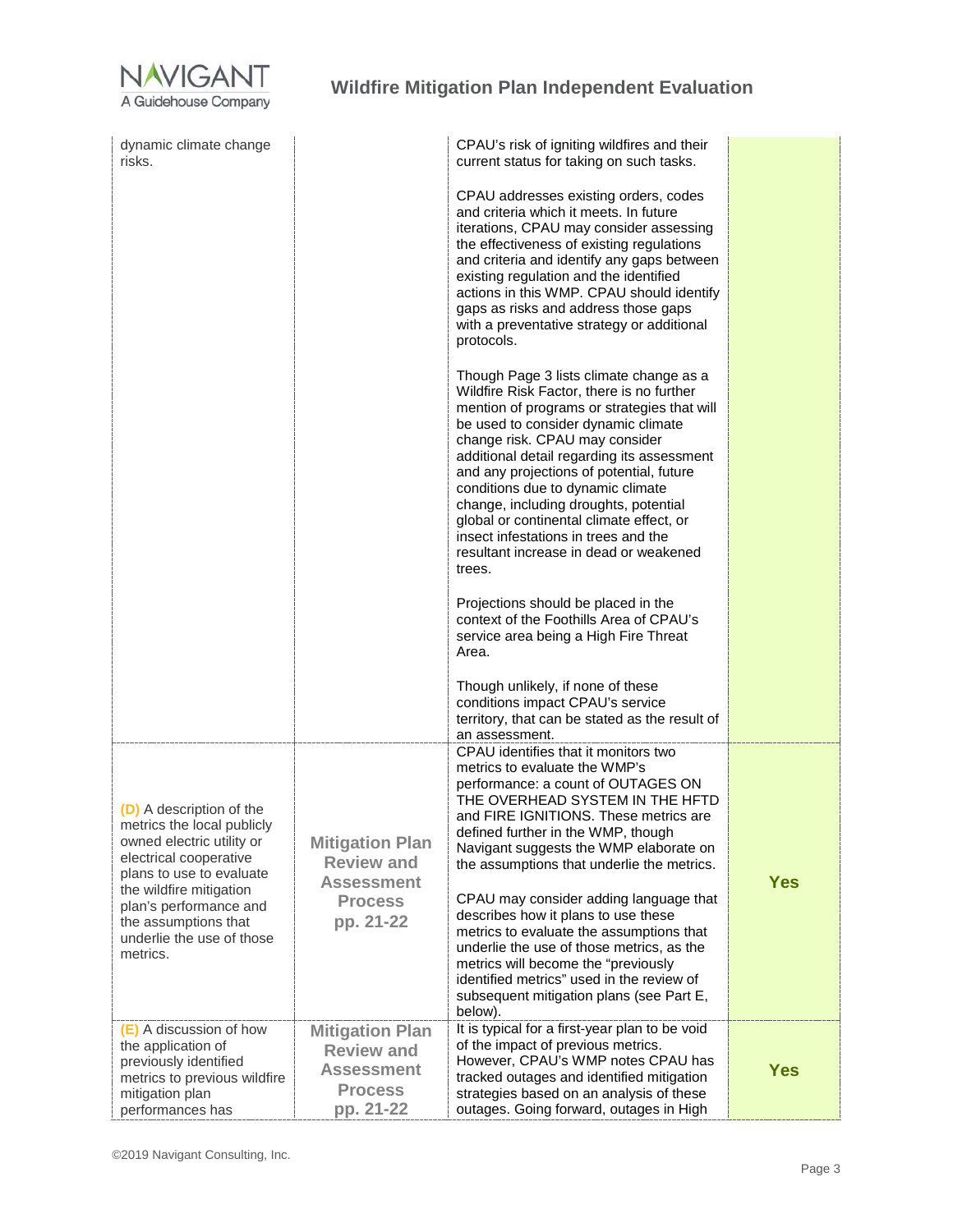| | | | |
|---|---|---|---|
| dynamic climate change risks. | | CPAU's risk of igniting wildfires and their current status for taking on such tasks.<br><br>CPAU addresses existing orders, codes and criteria which it meets. In future iterations, CPAU may consider assessing the effectiveness of existing regulations and criteria and identify any gaps between existing regulation and the identified actions in this WMP. CPAU should identify gaps as risks and address those gaps with a preventative strategy or additional protocols.<br><br>Though Page 3 lists climate change as a Wildfire Risk Factor, there is no further mention of programs or strategies that will be used to consider dynamic climate change risk. CPAU may consider additional detail regarding its assessment and any projections of potential, future conditions due to dynamic climate change, including droughts, potential global or continental climate effect, or insect infestations in trees and the resultant increase in dead or weakened trees.<br><br>Projections should be placed in the context of the Foothills Area of CPAU's service area being a High Fire Threat Area.<br><br>Though unlikely, if none of these conditions impact CPAU's service territory, that can be stated as the result of an assessment. | |
| **(D)** A description of the metrics the local publicly owned electric utility or electrical cooperative plans to use to evaluate the wildfire mitigation plan's performance and the assumptions that underlie the use of those metrics. | **Mitigation Plan Review and Assessment Process pp. 21-22** | CPAU identifies that it monitors two metrics to evaluate the WMP's performance: a count of OUTAGES ON THE OVERHEAD SYSTEM IN THE HFTD and FIRE IGNITIONS. These metrics are defined further in the WMP, though Navigant suggests the WMP elaborate on the assumptions that underlie the metrics.<br><br>CPAU may consider adding language that describes how it plans to use these metrics to evaluate the assumptions that underlie the use of those metrics, as the metrics will become the "previously identified metrics" used in the review of subsequent mitigation plans (see Part E, below). | **Yes** |
| **(E)** A discussion of how the application of previously identified metrics to previous wildfire mitigation plan performances has | **Mitigation Plan Review and Assessment Process pp. 21-22** | It is typical for a first-year plan to be void of the impact of previous metrics. However, CPAU's WMP notes CPAU has tracked outages and identified mitigation strategies based on an analysis of these outages. Going forward, outages in High | **Yes** |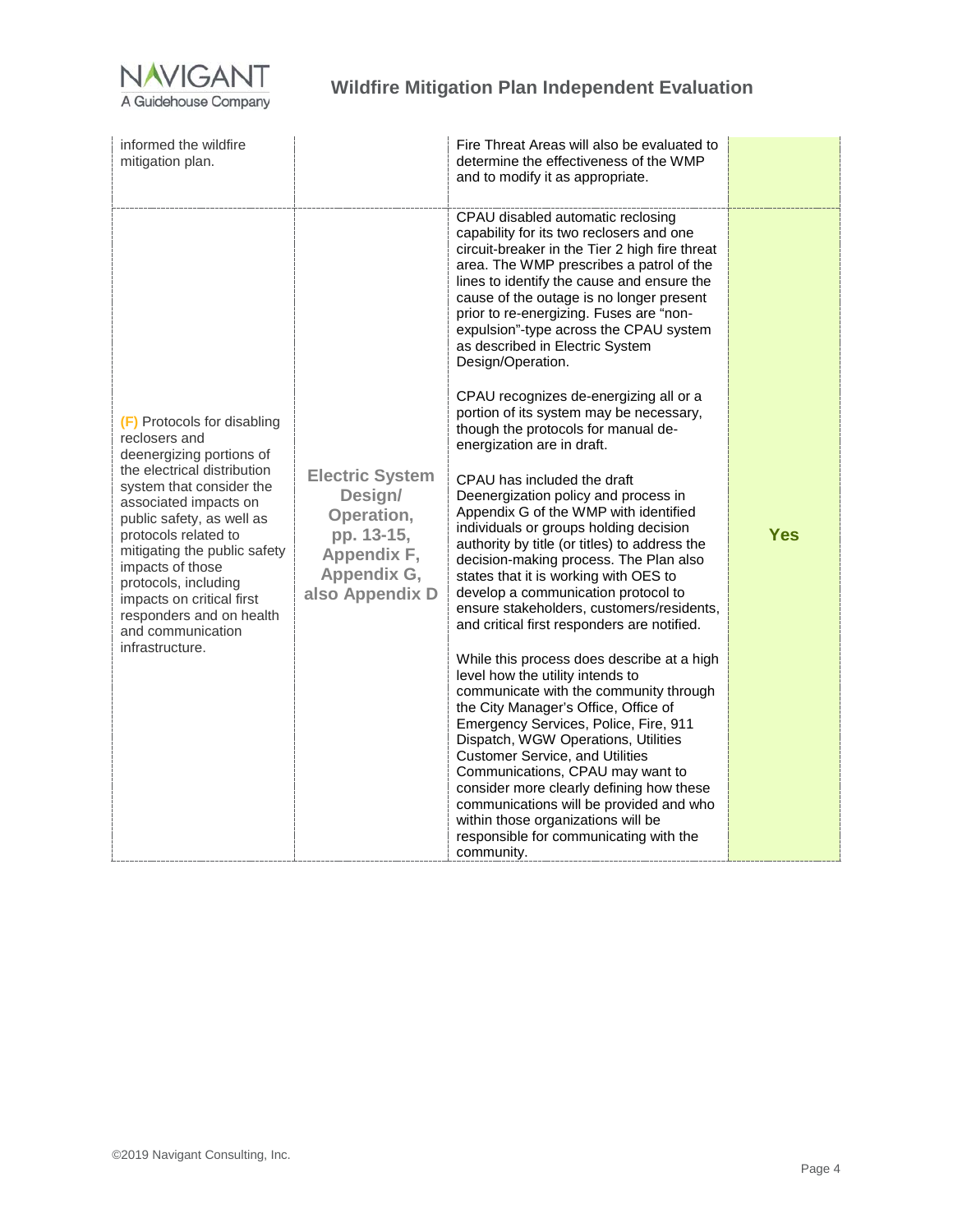| | | | |
|---|---|---|---|
| informed the wildfire mitigation plan. | | Fire Threat Areas will also be evaluated to determine the effectiveness of the WMP and to modify it as appropriate. | |
| **(F)** Protocols for disabling reclosers and deenergizing portions of the electrical distribution system that consider the associated impacts on public safety, as well as protocols related to mitigating the public safety impacts of those protocols, including impacts on critical first responders and on health and communication infrastructure. | **Electric System Design/ Operation, pp. 13-15, Appendix F, Appendix G, also Appendix D** | CPAU disabled automatic reclosing capability for its two reclosers and one circuit-breaker in the Tier 2 high fire threat area. The WMP prescribes a patrol of the lines to identify the cause and ensure the cause of the outage is no longer present prior to re-energizing. Fuses are "non-expulsion"-type across the CPAU system as described in Electric System Design/Operation.<br><br>CPAU recognizes de-energizing all or a portion of its system may be necessary, though the protocols for manual de-energization are in draft.<br><br>CPAU has included the draft Deenergization policy and process in Appendix G of the WMP with identified individuals or groups holding decision authority by title (or titles) to address the decision-making process. The Plan also states that it is working with OES to develop a communication protocol to ensure stakeholders, customers/residents, and critical first responders are notified.<br><br>While this process does describe at a high level how the utility intends to communicate with the community through the City Manager's Office, Office of Emergency Services, Police, Fire, 911 Dispatch, WGW Operations, Utilities Customer Service, and Utilities Communications, CPAU may want to consider more clearly defining how these communications will be provided and who within those organizations will be responsible for communicating with the community. | **Yes** |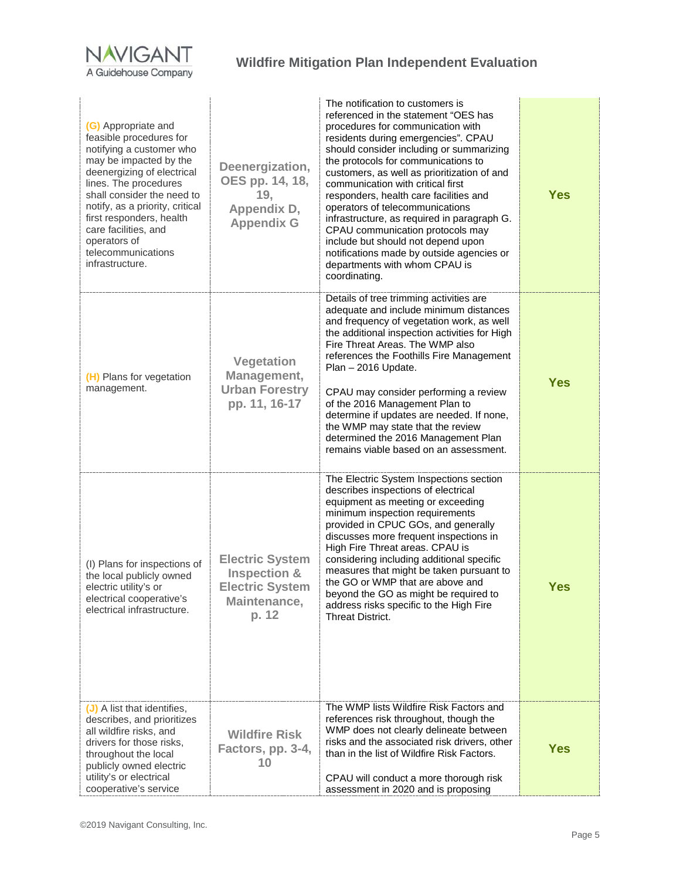| | | | |
|---|---|---|---|
| (G) Appropriate and feasible procedures for notifying a customer who may be impacted by the deenergizing of electrical lines. The procedures shall consider the need to notify, as a priority, critical first responders, health care facilities, and operators of telecommunications infrastructure. | **Deenergization, OES pp. 14, 18, 19, Appendix D, Appendix G** | The notification to customers is referenced in the statement "OES has procedures for communication with residents during emergencies". CPAU should consider including or summarizing the protocols for communications to customers, as well as prioritization of and communication with critical first responders, health care facilities and operators of telecommunications infrastructure, as required in paragraph G. CPAU communication protocols may include but should not depend upon notifications made by outside agencies or departments with whom CPAU is coordinating. | **Yes** |
| (H) Plans for vegetation management. | **Vegetation Management, Urban Forestry pp. 11, 16-17** | Details of tree trimming activities are adequate and include minimum distances and frequency of vegetation work, as well the additional inspection activities for High Fire Threat Areas. The WMP also references the Foothills Fire Management Plan – 2016 Update.<br><br>CPAU may consider performing a review of the 2016 Management Plan to determine if updates are needed. If none, the WMP may state that the review determined the 2016 Management Plan remains viable based on an assessment. | **Yes** |
| (I) Plans for inspections of the local publicly owned electric utility's or electrical cooperative's electrical infrastructure. | **Electric System Inspection & Electric System Maintenance, p. 12** | The Electric System Inspections section describes inspections of electrical equipment as meeting or exceeding minimum inspection requirements provided in CPUC GOs, and generally discusses more frequent inspections in High Fire Threat areas. CPAU is considering including additional specific measures that might be taken pursuant to the GO or WMP that are above and beyond the GO as might be required to address risks specific to the High Fire Threat District. | **Yes** |
| (J) A list that identifies, describes, and prioritizes all wildfire risks, and drivers for those risks, throughout the local publicly owned electric utility's or electrical cooperative's service | **Wildfire Risk Factors, pp. 3-4, 10** | The WMP lists Wildfire Risk Factors and references risk throughout, though the WMP does not clearly delineate between risks and the associated risk drivers, other than in the list of Wildfire Risk Factors.<br><br>CPAU will conduct a more thorough risk assessment in 2020 and is proposing | **Yes** |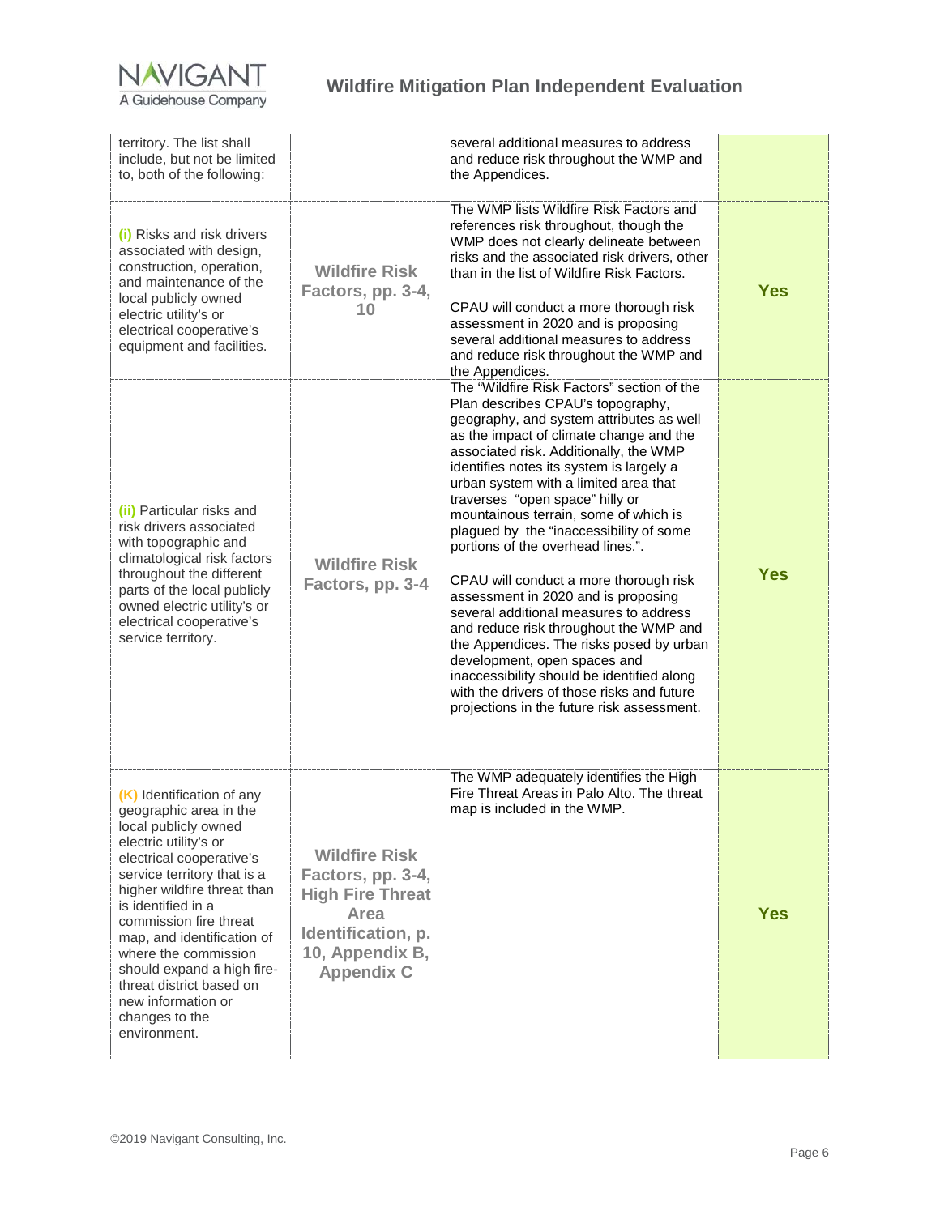| | | | |
|---|---|---|---|
| territory. The list shall include, but not be limited to, both of the following: | | several additional measures to address and reduce risk throughout the WMP and the Appendices. | |
| (i) Risks and risk drivers associated with design, construction, operation, and maintenance of the local publicly owned electric utility's or electrical cooperative's equipment and facilities. | **Wildfire Risk Factors, pp. 3-4, 10** | The WMP lists Wildfire Risk Factors and references risk throughout, though the WMP does not clearly delineate between risks and the associated risk drivers, other than in the list of Wildfire Risk Factors.<br><br>CPAU will conduct a more thorough risk assessment in 2020 and is proposing several additional measures to address and reduce risk throughout the WMP and the Appendices. | **Yes** |
| (ii) Particular risks and risk drivers associated with topographic and climatological risk factors throughout the different parts of the local publicly owned electric utility's or electrical cooperative's service territory. | **Wildfire Risk Factors, pp. 3-4** | The "Wildfire Risk Factors" section of the Plan describes CPAU's topography, geography, and system attributes as well as the impact of climate change and the associated risk. Additionally, the WMP identifies notes its system is largely a urban system with a limited area that traverses "open space" hilly or mountainous terrain, some of which is plagued by the "inaccessibility of some portions of the overhead lines.".<br><br>CPAU will conduct a more thorough risk assessment in 2020 and is proposing several additional measures to address and reduce risk throughout the WMP and the Appendices. The risks posed by urban development, open spaces and inaccessibility should be identified along with the drivers of those risks and future projections in the future risk assessment. | **Yes** |
| (K) Identification of any geographic area in the local publicly owned electric utility's or electrical cooperative's service territory that is a higher wildfire threat than is identified in a commission fire threat map, and identification of where the commission should expand a high fire-threat district based on new information or changes to the environment. | **Wildfire Risk Factors, pp. 3-4, High Fire Threat Area Identification, p. 10, Appendix B, Appendix C** | The WMP adequately identifies the High Fire Threat Areas in Palo Alto. The threat map is included in the WMP. | **Yes** |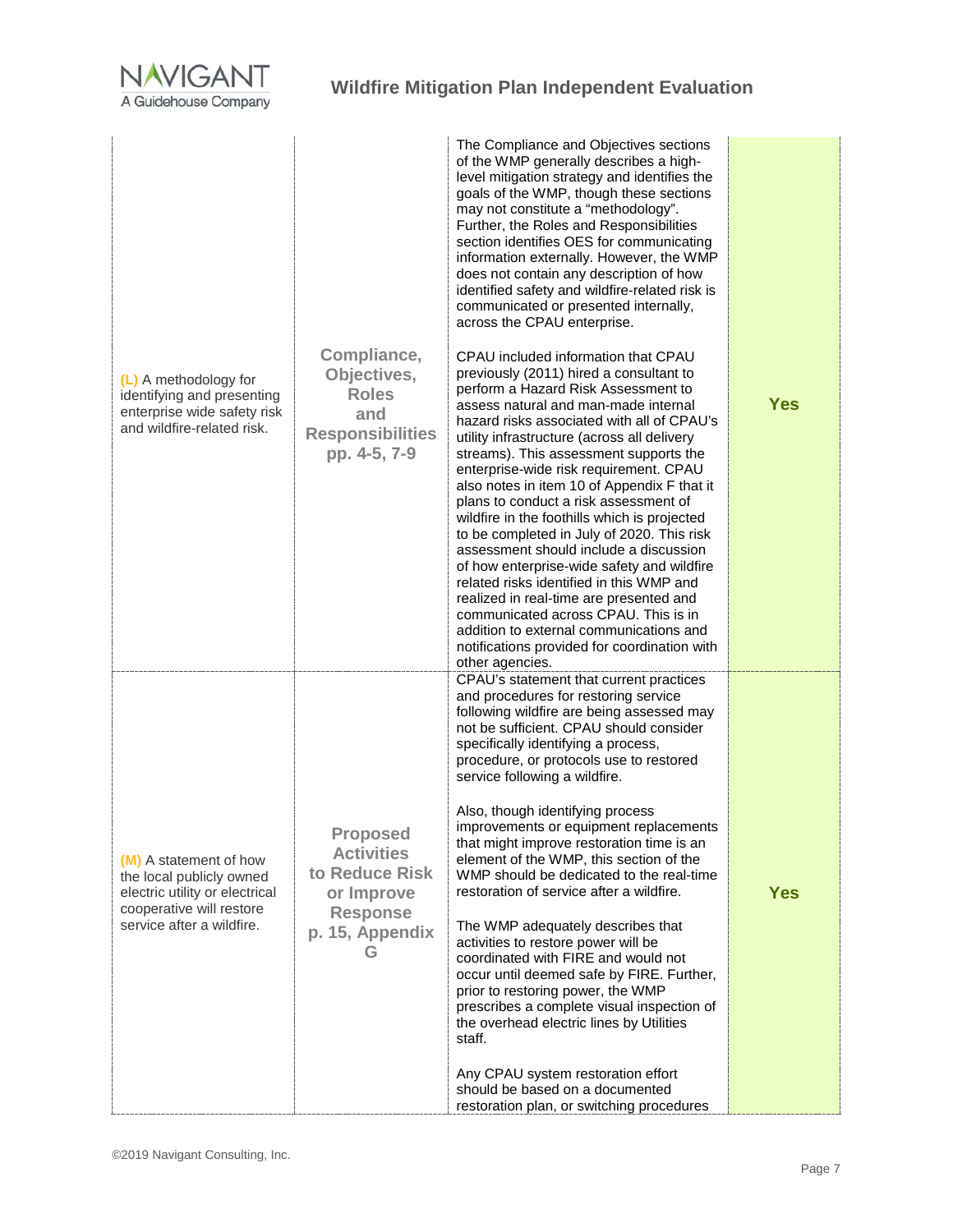| | | | |
|---|---|---|---|
| (L) A methodology for identifying and presenting enterprise wide safety risk and wildfire-related risk. | Compliance, Objectives, Roles and Responsibilities pp. 4-5, 7-9 | The Compliance and Objectives sections of the WMP generally describes a high-level mitigation strategy and identifies the goals of the WMP, though these sections may not constitute a "methodology". Further, the Roles and Responsibilities section identifies OES for communicating information externally. However, the WMP does not contain any description of how identified safety and wildfire-related risk is communicated or presented internally, across the CPAU enterprise.<br><br>CPAU included information that CPAU previously (2011) hired a consultant to perform a Hazard Risk Assessment to assess natural and man-made internal hazard risks associated with all of CPAU's utility infrastructure (across all delivery streams). This assessment supports the enterprise-wide risk requirement. CPAU also notes in item 10 of Appendix F that it plans to conduct a risk assessment of wildfire in the foothills which is projected to be completed in July of 2020. This risk assessment should include a discussion of how enterprise-wide safety and wildfire related risks identified in this WMP and realized in real-time are presented and communicated across CPAU. This is in addition to external communications and notifications provided for coordination with other agencies. | **Yes** |
| (M) A statement of how the local publicly owned electric utility or electrical cooperative will restore service after a wildfire. | Proposed Activities to Reduce Risk or Improve Response p. 15, Appendix G | CPAU's statement that current practices and procedures for restoring service following wildfire are being assessed may not be sufficient. CPAU should consider specifically identifying a process, procedure, or protocols use to restored service following a wildfire.<br><br>Also, though identifying process improvements or equipment replacements that might improve restoration time is an element of the WMP, this section of the WMP should be dedicated to the real-time restoration of service after a wildfire.<br><br>The WMP adequately describes that activities to restore power will be coordinated with FIRE and would not occur until deemed safe by FIRE. Further, prior to restoring power, the WMP prescribes a complete visual inspection of the overhead electric lines by Utilities staff.<br><br>Any CPAU system restoration effort should be based on a documented restoration plan, or switching procedures | **Yes** |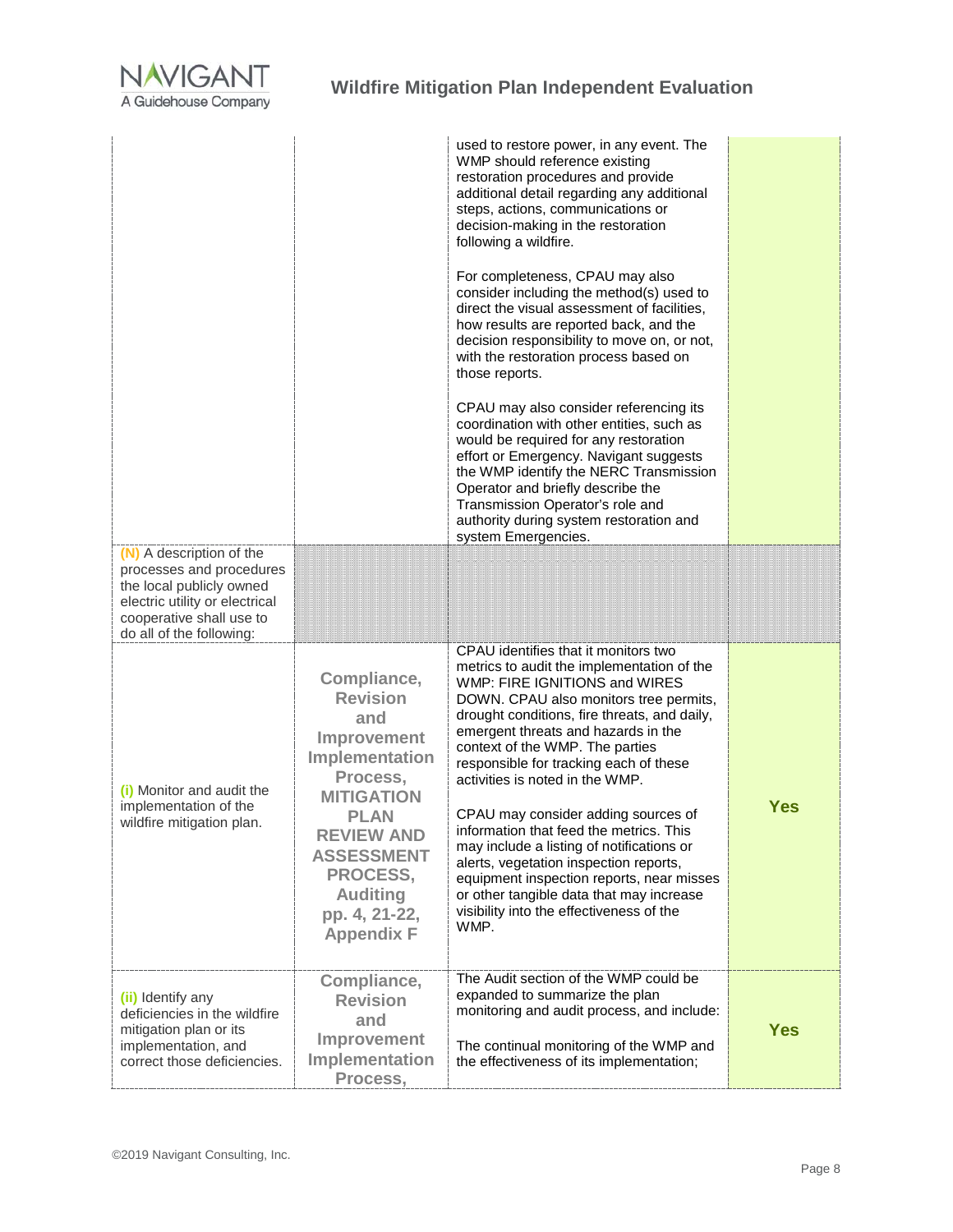| | | | |
|---|---|---|---|
| | | used to restore power, in any event. The WMP should reference existing restoration procedures and provide additional detail regarding any additional steps, actions, communications or decision-making in the restoration following a wildfire.<br><br>For completeness, CPAU may also consider including the method(s) used to direct the visual assessment of facilities, how results are reported back, and the decision responsibility to move on, or not, with the restoration process based on those reports.<br><br>CPAU may also consider referencing its coordination with other entities, such as would be required for any restoration effort or Emergency. Navigant suggests the WMP identify the NERC Transmission Operator and briefly describe the Transmission Operator's role and authority during system restoration and system Emergencies. | |
| **(N)** A description of the processes and procedures the local publicly owned electric utility or electrical cooperative shall use to do all of the following: | | | |
| **(i)** Monitor and audit the implementation of the wildfire mitigation plan. | **Compliance, Revision and Improvement Implementation Process, MITIGATION PLAN REVIEW AND ASSESSMENT PROCESS, Auditing pp. 4, 21-22, Appendix F** | CPAU identifies that it monitors two metrics to audit the implementation of the WMP: FIRE IGNITIONS and WIRES DOWN. CPAU also monitors tree permits, drought conditions, fire threats, and daily, emergent threats and hazards in the context of the WMP. The parties responsible for tracking each of these activities is noted in the WMP.<br><br>CPAU may consider adding sources of information that feed the metrics. This may include a listing of notifications or alerts, vegetation inspection reports, equipment inspection reports, near misses or other tangible data that may increase visibility into the effectiveness of the WMP. | **Yes** |
| **(ii)** Identify any deficiencies in the wildfire mitigation plan or its implementation, and correct those deficiencies. | **Compliance, Revision and Improvement Implementation Process,** | The Audit section of the WMP could be expanded to summarize the plan monitoring and audit process, and include:<br><br>The continual monitoring of the WMP and the effectiveness of its implementation; | **Yes** |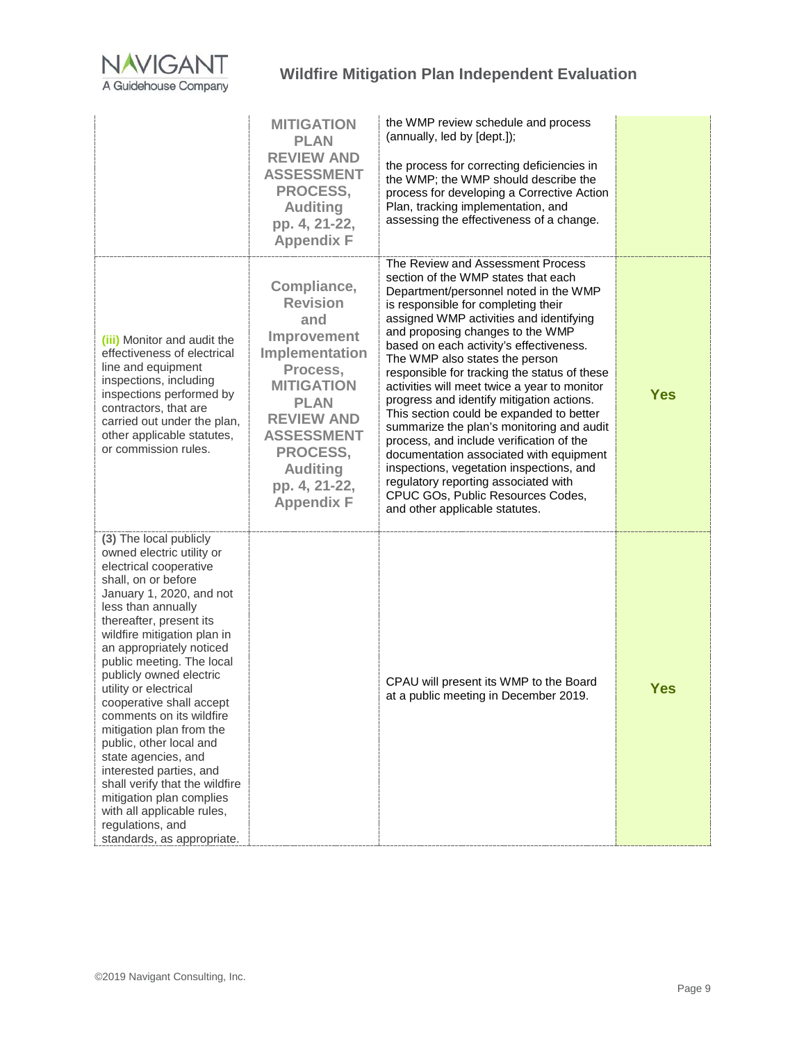| | | | |
|---|---|---|---|
| | **MITIGATION PLAN REVIEW AND ASSESSMENT PROCESS, Auditing pp. 4, 21-22, Appendix F** | the WMP review schedule and process (annually, led by [dept.]);<br><br>the process for correcting deficiencies in the WMP; the WMP should describe the process for developing a Corrective Action Plan, tracking implementation, and assessing the effectiveness of a change. | |
| **(iii)** Monitor and audit the effectiveness of electrical line and equipment inspections, including inspections performed by contractors, that are carried out under the plan, other applicable statutes, or commission rules. | **Compliance, Revision and Improvement Implementation Process, MITIGATION PLAN REVIEW AND ASSESSMENT PROCESS, Auditing pp. 4, 21-22, Appendix F** | The Review and Assessment Process section of the WMP states that each Department/personnel noted in the WMP is responsible for completing their assigned WMP activities and identifying and proposing changes to the WMP based on each activity's effectiveness. The WMP also states the person responsible for tracking the status of these activities will meet twice a year to monitor progress and identify mitigation actions. This section could be expanded to better summarize the plan's monitoring and audit process, and include verification of the documentation associated with equipment inspections, vegetation inspections, and regulatory reporting associated with CPUC GOs, Public Resources Codes, and other applicable statutes. | **Yes** |
| **(3)** The local publicly owned electric utility or electrical cooperative shall, on or before January 1, 2020, and not less than annually thereafter, present its wildfire mitigation plan in an appropriately noticed public meeting. The local publicly owned electric utility or electrical cooperative shall accept comments on its wildfire mitigation plan from the public, other local and state agencies, and interested parties, and shall verify that the wildfire mitigation plan complies with all applicable rules, regulations, and standards, as appropriate. | | CPAU will present its WMP to the Board at a public meeting in December 2019. | **Yes** |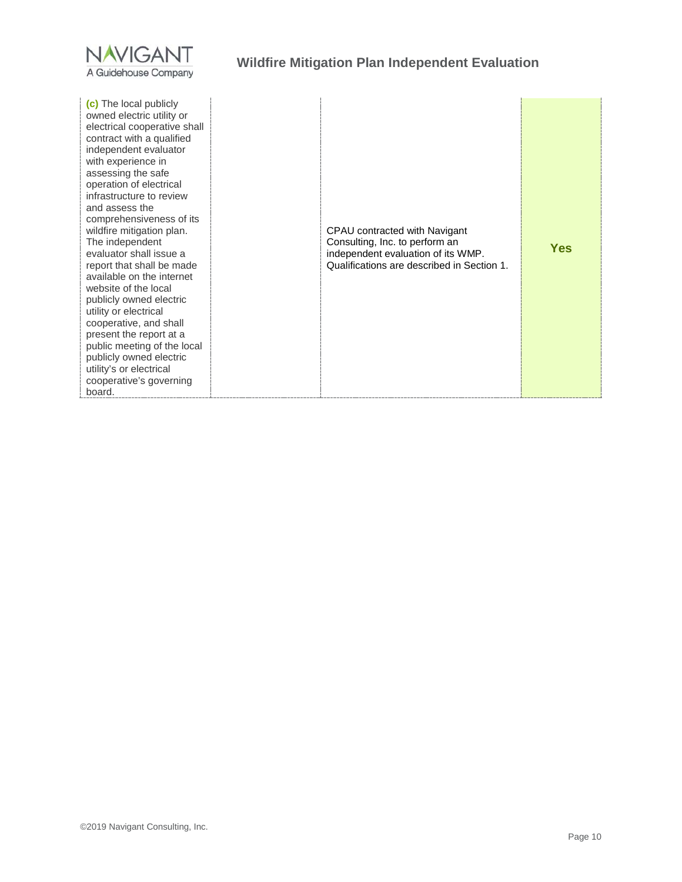| | | | |
|---|---|---|---|
| **(c)** The local publicly owned electric utility or electrical cooperative shall contract with a qualified independent evaluator with experience in assessing the safe operation of electrical infrastructure to review and assess the comprehensiveness of its wildfire mitigation plan. The independent evaluator shall issue a report that shall be made available on the internet website of the local publicly owned electric utility or electrical cooperative, and shall present the report at a public meeting of the local publicly owned electric utility's or electrical cooperative's governing board. | | CPAU contracted with Navigant Consulting, Inc. to perform an independent evaluation of its WMP. Qualifications are described in Section 1. | **Yes** |